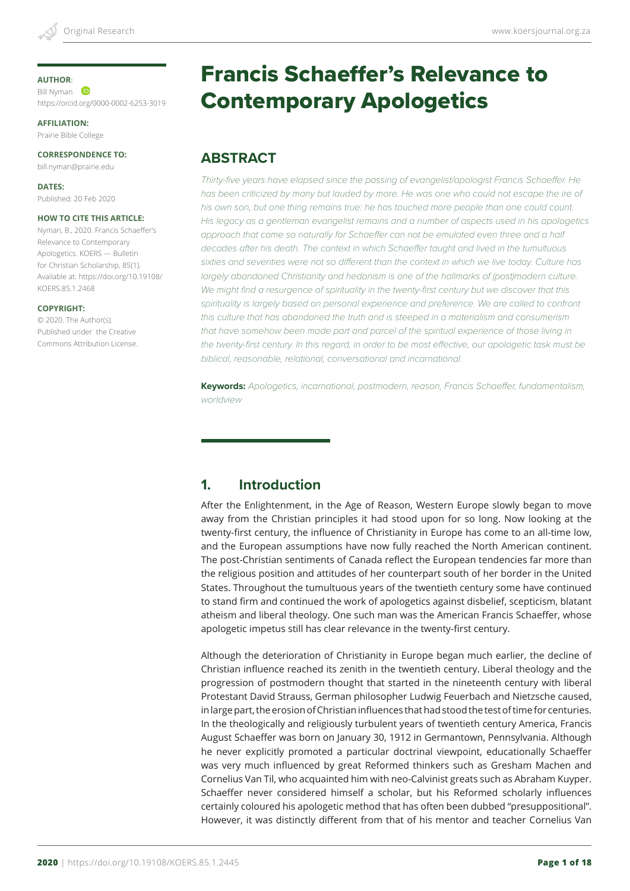# Francis Schaeffer's Relevance to Contemporary Apologetics

**AUTHOR:**
Bill Nyman
https://orcid.org/0000-0002-6253-3019

**AFFILIATION:**
Prairie Bible College

**CORRESPONDENCE TO:**
bill.nyman@prairie.edu

**DATES:**
Published: 20 Feb 2020

**HOW TO CITE THIS ARTICLE:**
Nyman, B., 2020. Francis Schaeffer's Relevance to Contemporary Apologetics. KOERS — Bulletin for Christian Scholarship, 85(1). Available at: https://doi.org/10.19108/KOERS.85.1.2468

**COPYRIGHT:**
© 2020. The Author(s). Published under the Creative Commons Attribution License.

## ABSTRACT

*Thirty-five years have elapsed since the passing of evangelist/apologist Francis Schaeffer. He has been criticized by many but lauded by more. He was one who could not escape the ire of his own son, but one thing remains true: he has touched more people than one could count. His legacy as a gentleman evangelist remains and a number of aspects used in his apologetics approach that came so naturally for Schaeffer can not be emulated even three and a half decades after his death. The context in which Schaeffer taught and lived in the tumultuous sixties and seventies were not so different than the context in which we live today. Culture has largely abandoned Christianity and hedonism is one of the hallmarks of (post)modern culture. We might find a resurgence of spirituality in the twenty-first century but we discover that this spirituality is largely based on personal experience and preference. We are called to confront this culture that has abandoned the truth and is steeped in a materialism and consumerism that have somehow been made part and parcel of the spiritual experience of those living in the twenty-first century. In this regard, in order to be most effective, our apologetic task must be biblical, reasonable, relational, conversational and incarnational.*

**Keywords:** *Apologetics, incarnational, postmodern, reason, Francis Schaeffer, fundamentalism, worldview*

## 1. Introduction

After the Enlightenment, in the Age of Reason, Western Europe slowly began to move away from the Christian principles it had stood upon for so long. Now looking at the twenty-first century, the influence of Christianity in Europe has come to an all-time low, and the European assumptions have now fully reached the North American continent. The post-Christian sentiments of Canada reflect the European tendencies far more than the religious position and attitudes of her counterpart south of her border in the United States. Throughout the tumultuous years of the twentieth century some have continued to stand firm and continued the work of apologetics against disbelief, scepticism, blatant atheism and liberal theology. One such man was the American Francis Schaeffer, whose apologetic impetus still has clear relevance in the twenty-first century.

Although the deterioration of Christianity in Europe began much earlier, the decline of Christian influence reached its zenith in the twentieth century. Liberal theology and the progression of postmodern thought that started in the nineteenth century with liberal Protestant David Strauss, German philosopher Ludwig Feuerbach and Nietzsche caused, in large part, the erosion of Christian influences that had stood the test of time for centuries. In the theologically and religiously turbulent years of twentieth century America, Francis August Schaeffer was born on January 30, 1912 in Germantown, Pennsylvania. Although he never explicitly promoted a particular doctrinal viewpoint, educationally Schaeffer was very much influenced by great Reformed thinkers such as Gresham Machen and Cornelius Van Til, who acquainted him with neo-Calvinist greats such as Abraham Kuyper. Schaeffer never considered himself a scholar, but his Reformed scholarly influences certainly coloured his apologetic method that has often been dubbed "presuppositional". However, it was distinctly different from that of his mentor and teacher Cornelius Van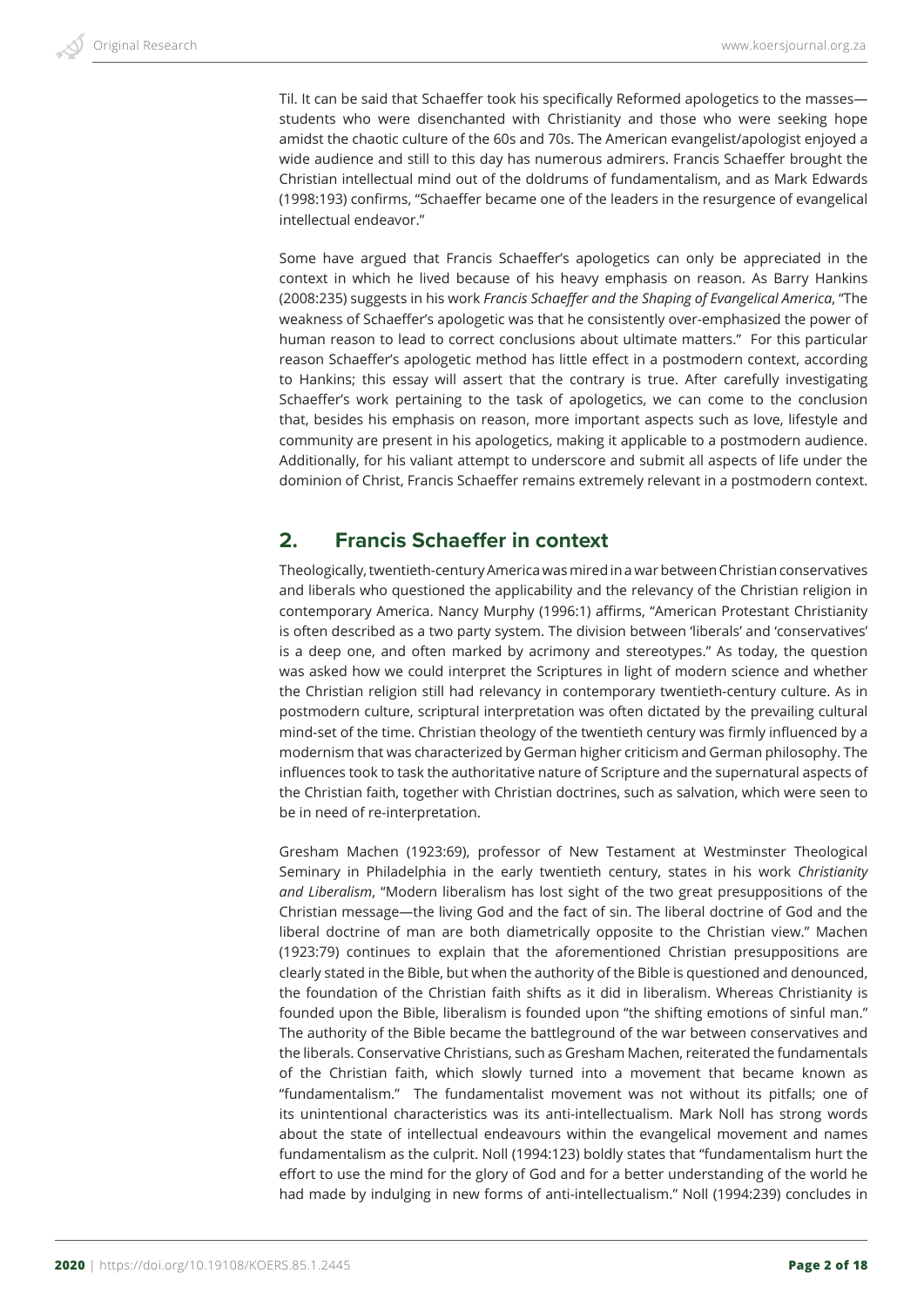Til. It can be said that Schaeffer took his specifically Reformed apologetics to the masses—students who were disenchanted with Christianity and those who were seeking hope amidst the chaotic culture of the 60s and 70s. The American evangelist/apologist enjoyed a wide audience and still to this day has numerous admirers. Francis Schaeffer brought the Christian intellectual mind out of the doldrums of fundamentalism, and as Mark Edwards (1998:193) confirms, "Schaeffer became one of the leaders in the resurgence of evangelical intellectual endeavor."

Some have argued that Francis Schaeffer's apologetics can only be appreciated in the context in which he lived because of his heavy emphasis on reason. As Barry Hankins (2008:235) suggests in his work *Francis Schaeffer and the Shaping of Evangelical America*, "The weakness of Schaeffer's apologetic was that he consistently over-emphasized the power of human reason to lead to correct conclusions about ultimate matters." For this particular reason Schaeffer's apologetic method has little effect in a postmodern context, according to Hankins; this essay will assert that the contrary is true. After carefully investigating Schaeffer's work pertaining to the task of apologetics, we can come to the conclusion that, besides his emphasis on reason, more important aspects such as love, lifestyle and community are present in his apologetics, making it applicable to a postmodern audience. Additionally, for his valiant attempt to underscore and submit all aspects of life under the dominion of Christ, Francis Schaeffer remains extremely relevant in a postmodern context.

## 2. Francis Schaeffer in context

Theologically, twentieth-century America was mired in a war between Christian conservatives and liberals who questioned the applicability and the relevancy of the Christian religion in contemporary America. Nancy Murphy (1996:1) affirms, "American Protestant Christianity is often described as a two party system. The division between 'liberals' and 'conservatives' is a deep one, and often marked by acrimony and stereotypes." As today, the question was asked how we could interpret the Scriptures in light of modern science and whether the Christian religion still had relevancy in contemporary twentieth-century culture. As in postmodern culture, scriptural interpretation was often dictated by the prevailing cultural mind-set of the time. Christian theology of the twentieth century was firmly influenced by a modernism that was characterized by German higher criticism and German philosophy. The influences took to task the authoritative nature of Scripture and the supernatural aspects of the Christian faith, together with Christian doctrines, such as salvation, which were seen to be in need of re-interpretation.

Gresham Machen (1923:69), professor of New Testament at Westminster Theological Seminary in Philadelphia in the early twentieth century, states in his work *Christianity and Liberalism*, "Modern liberalism has lost sight of the two great presuppositions of the Christian message—the living God and the fact of sin. The liberal doctrine of God and the liberal doctrine of man are both diametrically opposite to the Christian view." Machen (1923:79) continues to explain that the aforementioned Christian presuppositions are clearly stated in the Bible, but when the authority of the Bible is questioned and denounced, the foundation of the Christian faith shifts as it did in liberalism. Whereas Christianity is founded upon the Bible, liberalism is founded upon "the shifting emotions of sinful man." The authority of the Bible became the battleground of the war between conservatives and the liberals. Conservative Christians, such as Gresham Machen, reiterated the fundamentals of the Christian faith, which slowly turned into a movement that became known as "fundamentalism." The fundamentalist movement was not without its pitfalls; one of its unintentional characteristics was its anti-intellectualism. Mark Noll has strong words about the state of intellectual endeavours within the evangelical movement and names fundamentalism as the culprit. Noll (1994:123) boldly states that "fundamentalism hurt the effort to use the mind for the glory of God and for a better understanding of the world he had made by indulging in new forms of anti-intellectualism." Noll (1994:239) concludes in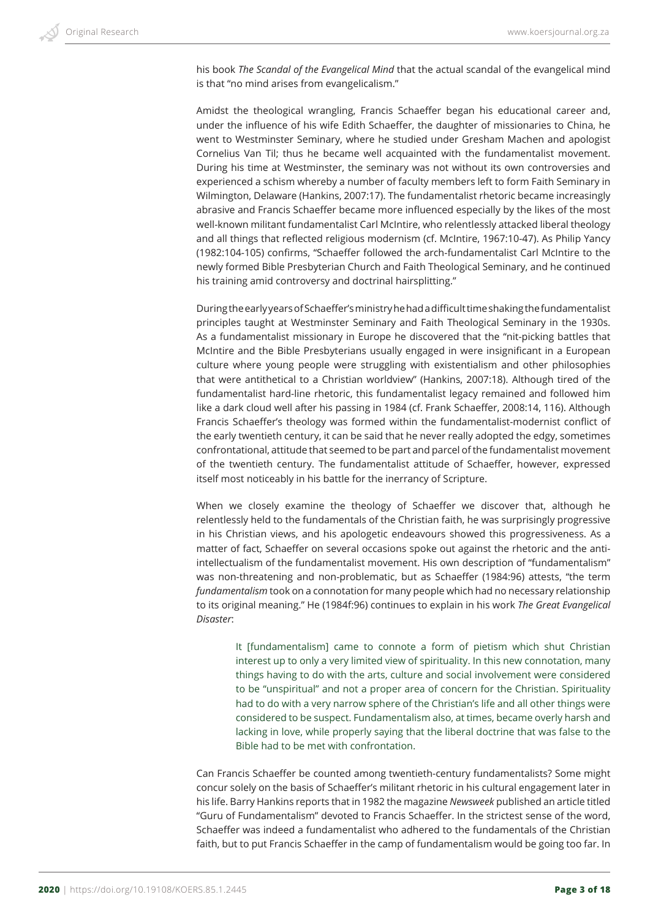his book *The Scandal of the Evangelical Mind* that the actual scandal of the evangelical mind is that "no mind arises from evangelicalism."

Amidst the theological wrangling, Francis Schaeffer began his educational career and, under the influence of his wife Edith Schaeffer, the daughter of missionaries to China, he went to Westminster Seminary, where he studied under Gresham Machen and apologist Cornelius Van Til; thus he became well acquainted with the fundamentalist movement. During his time at Westminster, the seminary was not without its own controversies and experienced a schism whereby a number of faculty members left to form Faith Seminary in Wilmington, Delaware (Hankins, 2007:17). The fundamentalist rhetoric became increasingly abrasive and Francis Schaeffer became more influenced especially by the likes of the most well-known militant fundamentalist Carl McIntire, who relentlessly attacked liberal theology and all things that reflected religious modernism (cf. McIntire, 1967:10-47). As Philip Yancy (1982:104-105) confirms, "Schaeffer followed the arch-fundamentalist Carl McIntire to the newly formed Bible Presbyterian Church and Faith Theological Seminary, and he continued his training amid controversy and doctrinal hairsplitting."

During the early years of Schaeffer's ministry he had a difficult time shaking the fundamentalist principles taught at Westminster Seminary and Faith Theological Seminary in the 1930s. As a fundamentalist missionary in Europe he discovered that the "nit-picking battles that McIntire and the Bible Presbyterians usually engaged in were insignificant in a European culture where young people were struggling with existentialism and other philosophies that were antithetical to a Christian worldview" (Hankins, 2007:18). Although tired of the fundamentalist hard-line rhetoric, this fundamentalist legacy remained and followed him like a dark cloud well after his passing in 1984 (cf. Frank Schaeffer, 2008:14, 116). Although Francis Schaeffer's theology was formed within the fundamentalist-modernist conflict of the early twentieth century, it can be said that he never really adopted the edgy, sometimes confrontational, attitude that seemed to be part and parcel of the fundamentalist movement of the twentieth century. The fundamentalist attitude of Schaeffer, however, expressed itself most noticeably in his battle for the inerrancy of Scripture.

When we closely examine the theology of Schaeffer we discover that, although he relentlessly held to the fundamentals of the Christian faith, he was surprisingly progressive in his Christian views, and his apologetic endeavours showed this progressiveness. As a matter of fact, Schaeffer on several occasions spoke out against the rhetoric and the anti-intellectualism of the fundamentalist movement. His own description of "fundamentalism" was non-threatening and non-problematic, but as Schaeffer (1984:96) attests, "the term *fundamentalism* took on a connotation for many people which had no necessary relationship to its original meaning." He (1984f:96) continues to explain in his work *The Great Evangelical Disaster*:

> It [fundamentalism] came to connote a form of pietism which shut Christian interest up to only a very limited view of spirituality. In this new connotation, many things having to do with the arts, culture and social involvement were considered to be "unspiritual" and not a proper area of concern for the Christian. Spirituality had to do with a very narrow sphere of the Christian's life and all other things were considered to be suspect. Fundamentalism also, at times, became overly harsh and lacking in love, while properly saying that the liberal doctrine that was false to the Bible had to be met with confrontation.

Can Francis Schaeffer be counted among twentieth-century fundamentalists? Some might concur solely on the basis of Schaeffer's militant rhetoric in his cultural engagement later in his life. Barry Hankins reports that in 1982 the magazine *Newsweek* published an article titled "Guru of Fundamentalism" devoted to Francis Schaeffer. In the strictest sense of the word, Schaeffer was indeed a fundamentalist who adhered to the fundamentals of the Christian faith, but to put Francis Schaeffer in the camp of fundamentalism would be going too far. In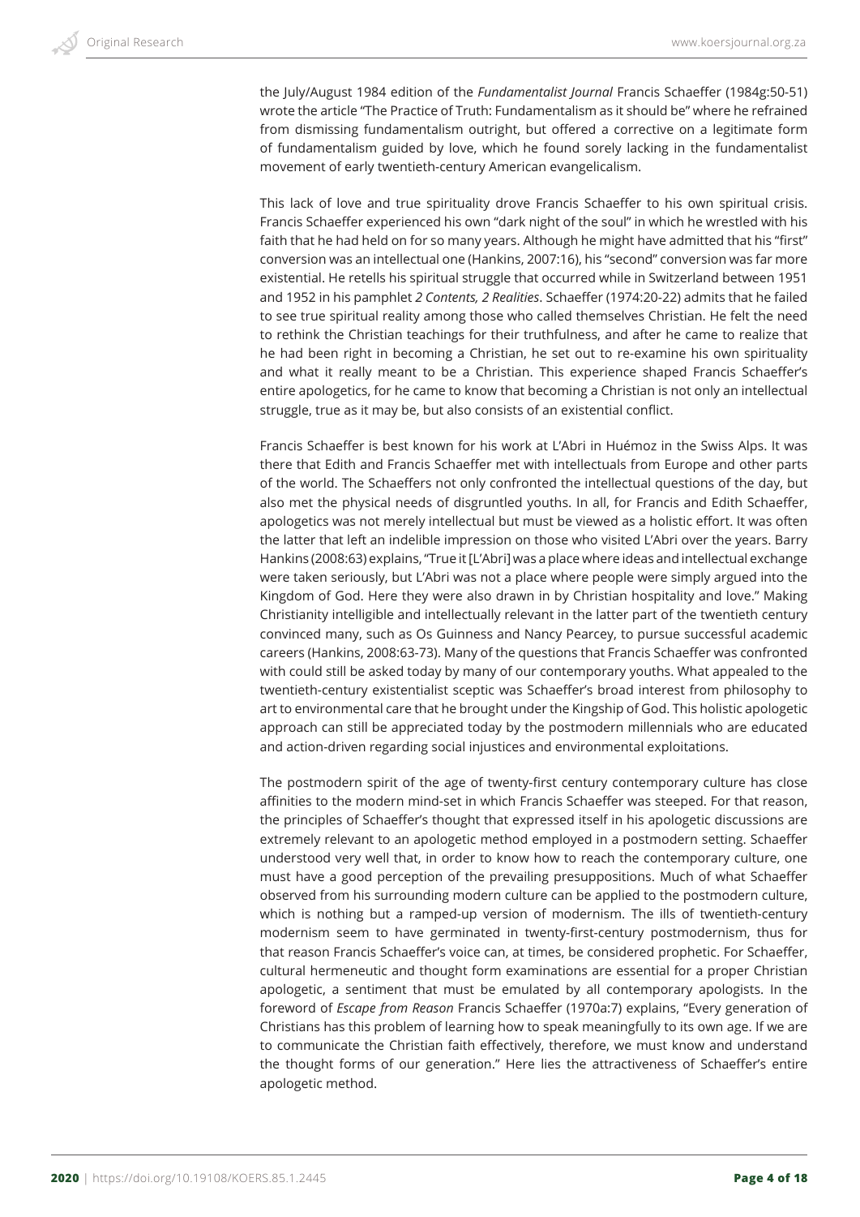the July/August 1984 edition of the *Fundamentalist Journal* Francis Schaeffer (1984g:50-51) wrote the article "The Practice of Truth: Fundamentalism as it should be" where he refrained from dismissing fundamentalism outright, but offered a corrective on a legitimate form of fundamentalism guided by love, which he found sorely lacking in the fundamentalist movement of early twentieth-century American evangelicalism.

This lack of love and true spirituality drove Francis Schaeffer to his own spiritual crisis. Francis Schaeffer experienced his own "dark night of the soul" in which he wrestled with his faith that he had held on for so many years. Although he might have admitted that his "first" conversion was an intellectual one (Hankins, 2007:16), his "second" conversion was far more existential. He retells his spiritual struggle that occurred while in Switzerland between 1951 and 1952 in his pamphlet *2 Contents, 2 Realities*. Schaeffer (1974:20-22) admits that he failed to see true spiritual reality among those who called themselves Christian. He felt the need to rethink the Christian teachings for their truthfulness, and after he came to realize that he had been right in becoming a Christian, he set out to re-examine his own spirituality and what it really meant to be a Christian. This experience shaped Francis Schaeffer's entire apologetics, for he came to know that becoming a Christian is not only an intellectual struggle, true as it may be, but also consists of an existential conflict.

Francis Schaeffer is best known for his work at L'Abri in Huémoz in the Swiss Alps. It was there that Edith and Francis Schaeffer met with intellectuals from Europe and other parts of the world. The Schaeffers not only confronted the intellectual questions of the day, but also met the physical needs of disgruntled youths. In all, for Francis and Edith Schaeffer, apologetics was not merely intellectual but must be viewed as a holistic effort. It was often the latter that left an indelible impression on those who visited L'Abri over the years. Barry Hankins (2008:63) explains, "True it [L'Abri] was a place where ideas and intellectual exchange were taken seriously, but L'Abri was not a place where people were simply argued into the Kingdom of God. Here they were also drawn in by Christian hospitality and love." Making Christianity intelligible and intellectually relevant in the latter part of the twentieth century convinced many, such as Os Guinness and Nancy Pearcey, to pursue successful academic careers (Hankins, 2008:63-73). Many of the questions that Francis Schaeffer was confronted with could still be asked today by many of our contemporary youths. What appealed to the twentieth-century existentialist sceptic was Schaeffer's broad interest from philosophy to art to environmental care that he brought under the Kingship of God. This holistic apologetic approach can still be appreciated today by the postmodern millennials who are educated and action-driven regarding social injustices and environmental exploitations.

The postmodern spirit of the age of twenty-first century contemporary culture has close affinities to the modern mind-set in which Francis Schaeffer was steeped. For that reason, the principles of Schaeffer's thought that expressed itself in his apologetic discussions are extremely relevant to an apologetic method employed in a postmodern setting. Schaeffer understood very well that, in order to know how to reach the contemporary culture, one must have a good perception of the prevailing presuppositions. Much of what Schaeffer observed from his surrounding modern culture can be applied to the postmodern culture, which is nothing but a ramped-up version of modernism. The ills of twentieth-century modernism seem to have germinated in twenty-first-century postmodernism, thus for that reason Francis Schaeffer's voice can, at times, be considered prophetic. For Schaeffer, cultural hermeneutic and thought form examinations are essential for a proper Christian apologetic, a sentiment that must be emulated by all contemporary apologists. In the foreword of *Escape from Reason* Francis Schaeffer (1970a:7) explains, "Every generation of Christians has this problem of learning how to speak meaningfully to its own age. If we are to communicate the Christian faith effectively, therefore, we must know and understand the thought forms of our generation." Here lies the attractiveness of Schaeffer's entire apologetic method.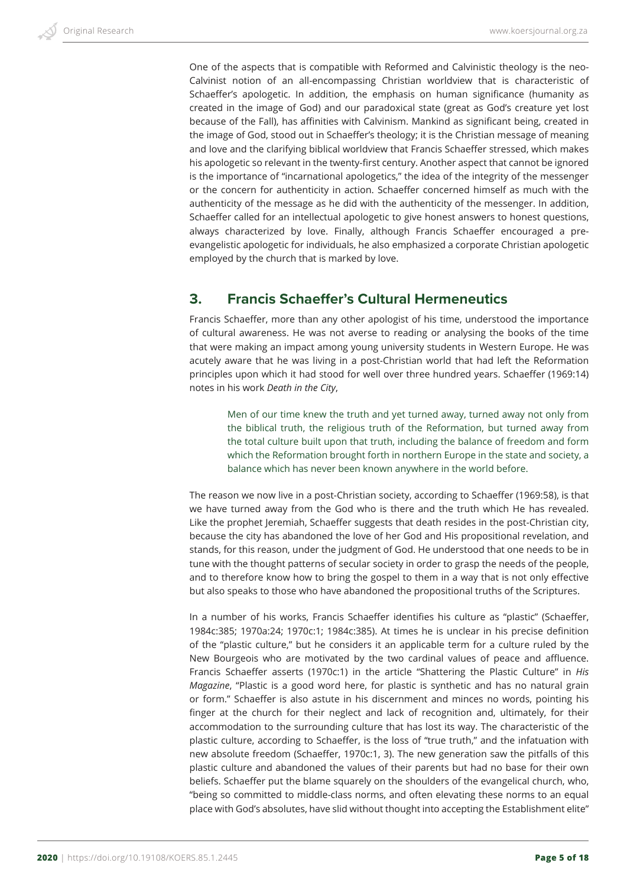One of the aspects that is compatible with Reformed and Calvinistic theology is the neo-Calvinist notion of an all-encompassing Christian worldview that is characteristic of Schaeffer's apologetic. In addition, the emphasis on human significance (humanity as created in the image of God) and our paradoxical state (great as God's creature yet lost because of the Fall), has affinities with Calvinism. Mankind as significant being, created in the image of God, stood out in Schaeffer's theology; it is the Christian message of meaning and love and the clarifying biblical worldview that Francis Schaeffer stressed, which makes his apologetic so relevant in the twenty-first century. Another aspect that cannot be ignored is the importance of "incarnational apologetics," the idea of the integrity of the messenger or the concern for authenticity in action. Schaeffer concerned himself as much with the authenticity of the message as he did with the authenticity of the messenger. In addition, Schaeffer called for an intellectual apologetic to give honest answers to honest questions, always characterized by love. Finally, although Francis Schaeffer encouraged a pre-evangelistic apologetic for individuals, he also emphasized a corporate Christian apologetic employed by the church that is marked by love.

## 3. Francis Schaeffer's Cultural Hermeneutics

Francis Schaeffer, more than any other apologist of his time, understood the importance of cultural awareness. He was not averse to reading or analysing the books of the time that were making an impact among young university students in Western Europe. He was acutely aware that he was living in a post-Christian world that had left the Reformation principles upon which it had stood for well over three hundred years. Schaeffer (1969:14) notes in his work *Death in the City*,

> Men of our time knew the truth and yet turned away, turned away not only from the biblical truth, the religious truth of the Reformation, but turned away from the total culture built upon that truth, including the balance of freedom and form which the Reformation brought forth in northern Europe in the state and society, a balance which has never been known anywhere in the world before.

The reason we now live in a post-Christian society, according to Schaeffer (1969:58), is that we have turned away from the God who is there and the truth which He has revealed. Like the prophet Jeremiah, Schaeffer suggests that death resides in the post-Christian city, because the city has abandoned the love of her God and His propositional revelation, and stands, for this reason, under the judgment of God. He understood that one needs to be in tune with the thought patterns of secular society in order to grasp the needs of the people, and to therefore know how to bring the gospel to them in a way that is not only effective but also speaks to those who have abandoned the propositional truths of the Scriptures.

In a number of his works, Francis Schaeffer identifies his culture as "plastic" (Schaeffer, 1984c:385; 1970a:24; 1970c:1; 1984c:385). At times he is unclear in his precise definition of the "plastic culture," but he considers it an applicable term for a culture ruled by the New Bourgeois who are motivated by the two cardinal values of peace and affluence. Francis Schaeffer asserts (1970c:1) in the article "Shattering the Plastic Culture" in *His Magazine*, "Plastic is a good word here, for plastic is synthetic and has no natural grain or form." Schaeffer is also astute in his discernment and minces no words, pointing his finger at the church for their neglect and lack of recognition and, ultimately, for their accommodation to the surrounding culture that has lost its way. The characteristic of the plastic culture, according to Schaeffer, is the loss of "true truth," and the infatuation with new absolute freedom (Schaeffer, 1970c:1, 3). The new generation saw the pitfalls of this plastic culture and abandoned the values of their parents but had no base for their own beliefs. Schaeffer put the blame squarely on the shoulders of the evangelical church, who, "being so committed to middle-class norms, and often elevating these norms to an equal place with God's absolutes, have slid without thought into accepting the Establishment elite"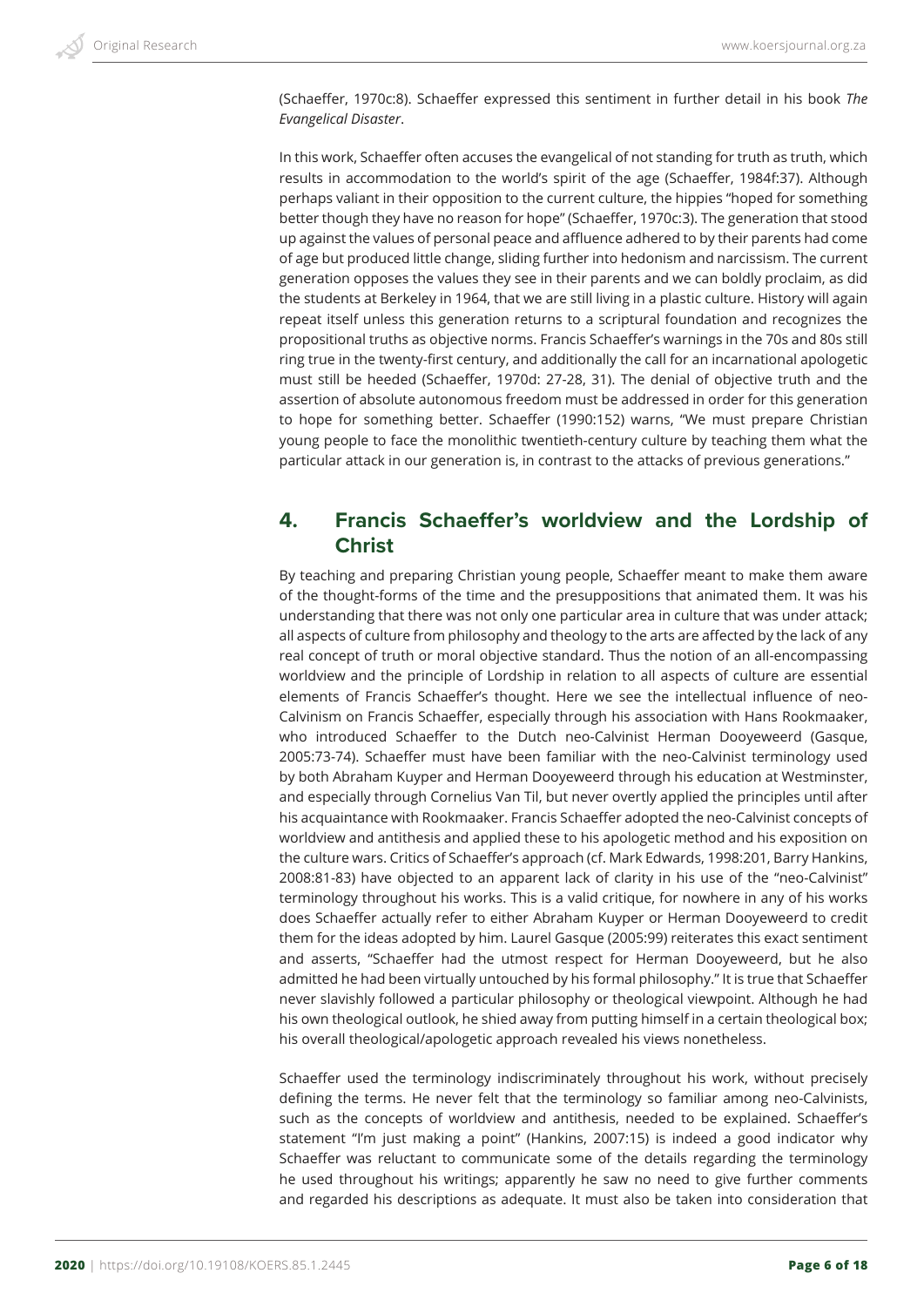(Schaeffer, 1970c:8). Schaeffer expressed this sentiment in further detail in his book *The Evangelical Disaster*.

In this work, Schaeffer often accuses the evangelical of not standing for truth as truth, which results in accommodation to the world's spirit of the age (Schaeffer, 1984f:37). Although perhaps valiant in their opposition to the current culture, the hippies "hoped for something better though they have no reason for hope" (Schaeffer, 1970c:3). The generation that stood up against the values of personal peace and affluence adhered to by their parents had come of age but produced little change, sliding further into hedonism and narcissism. The current generation opposes the values they see in their parents and we can boldly proclaim, as did the students at Berkeley in 1964, that we are still living in a plastic culture. History will again repeat itself unless this generation returns to a scriptural foundation and recognizes the propositional truths as objective norms. Francis Schaeffer's warnings in the 70s and 80s still ring true in the twenty-first century, and additionally the call for an incarnational apologetic must still be heeded (Schaeffer, 1970d: 27-28, 31). The denial of objective truth and the assertion of absolute autonomous freedom must be addressed in order for this generation to hope for something better. Schaeffer (1990:152) warns, "We must prepare Christian young people to face the monolithic twentieth-century culture by teaching them what the particular attack in our generation is, in contrast to the attacks of previous generations."

## 4. Francis Schaeffer's worldview and the Lordship of Christ

By teaching and preparing Christian young people, Schaeffer meant to make them aware of the thought-forms of the time and the presuppositions that animated them. It was his understanding that there was not only one particular area in culture that was under attack; all aspects of culture from philosophy and theology to the arts are affected by the lack of any real concept of truth or moral objective standard. Thus the notion of an all-encompassing worldview and the principle of Lordship in relation to all aspects of culture are essential elements of Francis Schaeffer's thought. Here we see the intellectual influence of neo-Calvinism on Francis Schaeffer, especially through his association with Hans Rookmaaker, who introduced Schaeffer to the Dutch neo-Calvinist Herman Dooyeweerd (Gasque, 2005:73-74). Schaeffer must have been familiar with the neo-Calvinist terminology used by both Abraham Kuyper and Herman Dooyeweerd through his education at Westminster, and especially through Cornelius Van Til, but never overtly applied the principles until after his acquaintance with Rookmaaker. Francis Schaeffer adopted the neo-Calvinist concepts of worldview and antithesis and applied these to his apologetic method and his exposition on the culture wars. Critics of Schaeffer's approach (cf. Mark Edwards, 1998:201, Barry Hankins, 2008:81-83) have objected to an apparent lack of clarity in his use of the "neo-Calvinist" terminology throughout his works. This is a valid critique, for nowhere in any of his works does Schaeffer actually refer to either Abraham Kuyper or Herman Dooyeweerd to credit them for the ideas adopted by him. Laurel Gasque (2005:99) reiterates this exact sentiment and asserts, "Schaeffer had the utmost respect for Herman Dooyeweerd, but he also admitted he had been virtually untouched by his formal philosophy." It is true that Schaeffer never slavishly followed a particular philosophy or theological viewpoint. Although he had his own theological outlook, he shied away from putting himself in a certain theological box; his overall theological/apologetic approach revealed his views nonetheless.

Schaeffer used the terminology indiscriminately throughout his work, without precisely defining the terms. He never felt that the terminology so familiar among neo-Calvinists, such as the concepts of worldview and antithesis, needed to be explained. Schaeffer's statement "I'm just making a point" (Hankins, 2007:15) is indeed a good indicator why Schaeffer was reluctant to communicate some of the details regarding the terminology he used throughout his writings; apparently he saw no need to give further comments and regarded his descriptions as adequate. It must also be taken into consideration that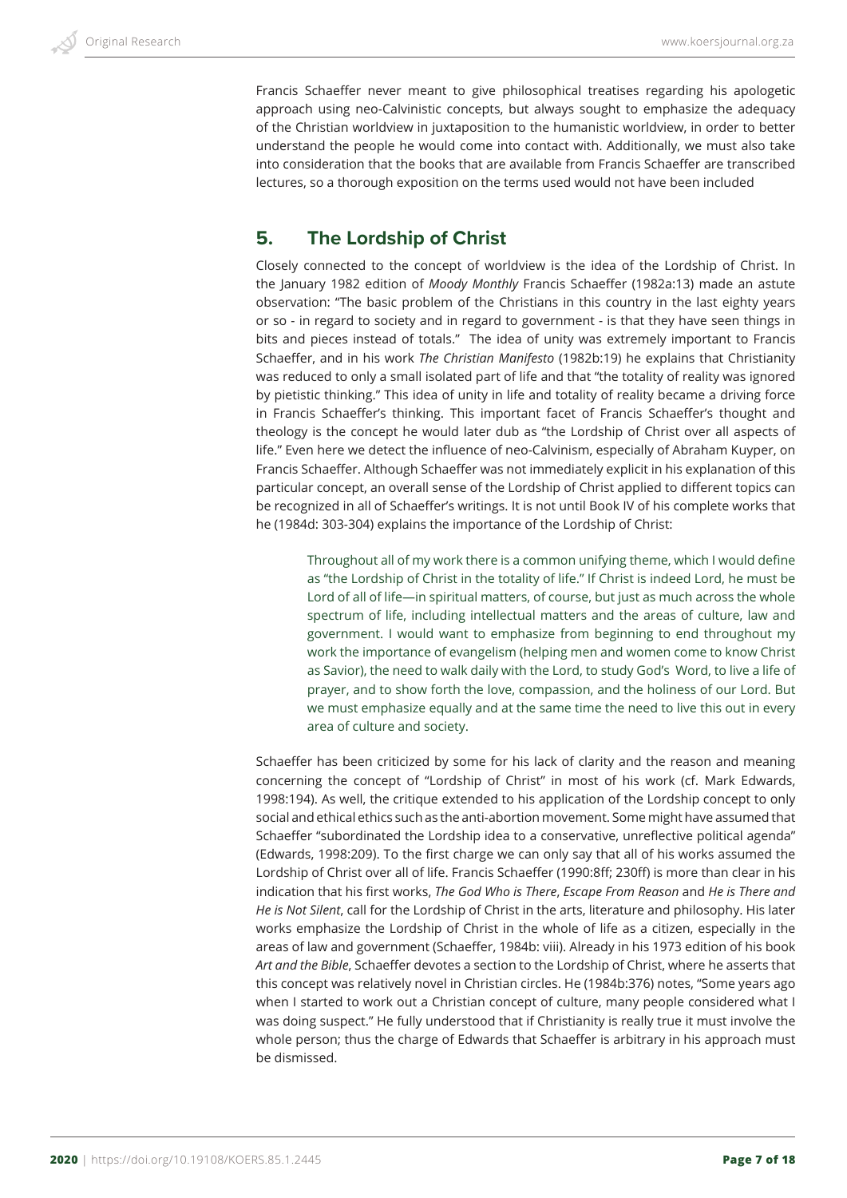Francis Schaeffer never meant to give philosophical treatises regarding his apologetic approach using neo-Calvinistic concepts, but always sought to emphasize the adequacy of the Christian worldview in juxtaposition to the humanistic worldview, in order to better understand the people he would come into contact with. Additionally, we must also take into consideration that the books that are available from Francis Schaeffer are transcribed lectures, so a thorough exposition on the terms used would not have been included

## 5. The Lordship of Christ

Closely connected to the concept of worldview is the idea of the Lordship of Christ. In the January 1982 edition of *Moody Monthly* Francis Schaeffer (1982a:13) made an astute observation: "The basic problem of the Christians in this country in the last eighty years or so - in regard to society and in regard to government - is that they have seen things in bits and pieces instead of totals." The idea of unity was extremely important to Francis Schaeffer, and in his work *The Christian Manifesto* (1982b:19) he explains that Christianity was reduced to only a small isolated part of life and that "the totality of reality was ignored by pietistic thinking." This idea of unity in life and totality of reality became a driving force in Francis Schaeffer's thinking. This important facet of Francis Schaeffer's thought and theology is the concept he would later dub as "the Lordship of Christ over all aspects of life." Even here we detect the influence of neo-Calvinism, especially of Abraham Kuyper, on Francis Schaeffer. Although Schaeffer was not immediately explicit in his explanation of this particular concept, an overall sense of the Lordship of Christ applied to different topics can be recognized in all of Schaeffer's writings. It is not until Book IV of his complete works that he (1984d: 303-304) explains the importance of the Lordship of Christ:

> Throughout all of my work there is a common unifying theme, which I would define as "the Lordship of Christ in the totality of life." If Christ is indeed Lord, he must be Lord of all of life—in spiritual matters, of course, but just as much across the whole spectrum of life, including intellectual matters and the areas of culture, law and government. I would want to emphasize from beginning to end throughout my work the importance of evangelism (helping men and women come to know Christ as Savior), the need to walk daily with the Lord, to study God's Word, to live a life of prayer, and to show forth the love, compassion, and the holiness of our Lord. But we must emphasize equally and at the same time the need to live this out in every area of culture and society.

Schaeffer has been criticized by some for his lack of clarity and the reason and meaning concerning the concept of "Lordship of Christ" in most of his work (cf. Mark Edwards, 1998:194). As well, the critique extended to his application of the Lordship concept to only social and ethical ethics such as the anti-abortion movement. Some might have assumed that Schaeffer "subordinated the Lordship idea to a conservative, unreflective political agenda" (Edwards, 1998:209). To the first charge we can only say that all of his works assumed the Lordship of Christ over all of life. Francis Schaeffer (1990:8ff; 230ff) is more than clear in his indication that his first works, *The God Who is There*, *Escape From Reason* and *He is There and He is Not Silent*, call for the Lordship of Christ in the arts, literature and philosophy. His later works emphasize the Lordship of Christ in the whole of life as a citizen, especially in the areas of law and government (Schaeffer, 1984b: viii). Already in his 1973 edition of his book *Art and the Bible*, Schaeffer devotes a section to the Lordship of Christ, where he asserts that this concept was relatively novel in Christian circles. He (1984b:376) notes, "Some years ago when I started to work out a Christian concept of culture, many people considered what I was doing suspect." He fully understood that if Christianity is really true it must involve the whole person; thus the charge of Edwards that Schaeffer is arbitrary in his approach must be dismissed.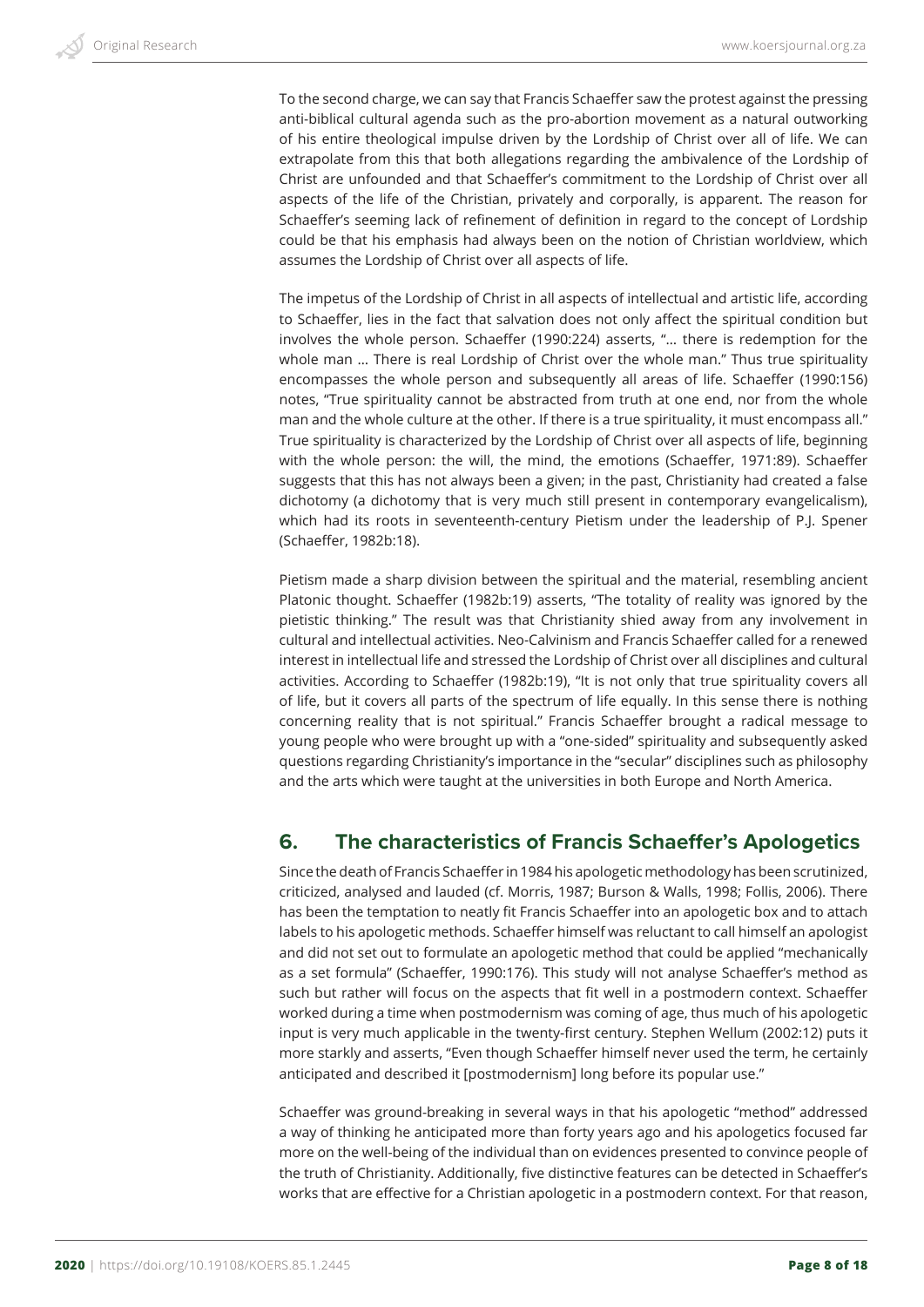To the second charge, we can say that Francis Schaeffer saw the protest against the pressing anti-biblical cultural agenda such as the pro-abortion movement as a natural outworking of his entire theological impulse driven by the Lordship of Christ over all of life. We can extrapolate from this that both allegations regarding the ambivalence of the Lordship of Christ are unfounded and that Schaeffer's commitment to the Lordship of Christ over all aspects of the life of the Christian, privately and corporally, is apparent. The reason for Schaeffer's seeming lack of refinement of definition in regard to the concept of Lordship could be that his emphasis had always been on the notion of Christian worldview, which assumes the Lordship of Christ over all aspects of life.

The impetus of the Lordship of Christ in all aspects of intellectual and artistic life, according to Schaeffer, lies in the fact that salvation does not only affect the spiritual condition but involves the whole person. Schaeffer (1990:224) asserts, "… there is redemption for the whole man … There is real Lordship of Christ over the whole man." Thus true spirituality encompasses the whole person and subsequently all areas of life. Schaeffer (1990:156) notes, "True spirituality cannot be abstracted from truth at one end, nor from the whole man and the whole culture at the other. If there is a true spirituality, it must encompass all." True spirituality is characterized by the Lordship of Christ over all aspects of life, beginning with the whole person: the will, the mind, the emotions (Schaeffer, 1971:89). Schaeffer suggests that this has not always been a given; in the past, Christianity had created a false dichotomy (a dichotomy that is very much still present in contemporary evangelicalism), which had its roots in seventeenth-century Pietism under the leadership of P.J. Spener (Schaeffer, 1982b:18).

Pietism made a sharp division between the spiritual and the material, resembling ancient Platonic thought. Schaeffer (1982b:19) asserts, "The totality of reality was ignored by the pietistic thinking." The result was that Christianity shied away from any involvement in cultural and intellectual activities. Neo-Calvinism and Francis Schaeffer called for a renewed interest in intellectual life and stressed the Lordship of Christ over all disciplines and cultural activities. According to Schaeffer (1982b:19), "It is not only that true spirituality covers all of life, but it covers all parts of the spectrum of life equally. In this sense there is nothing concerning reality that is not spiritual." Francis Schaeffer brought a radical message to young people who were brought up with a "one-sided" spirituality and subsequently asked questions regarding Christianity's importance in the "secular" disciplines such as philosophy and the arts which were taught at the universities in both Europe and North America.

## 6. The characteristics of Francis Schaeffer's Apologetics

Since the death of Francis Schaeffer in 1984 his apologetic methodology has been scrutinized, criticized, analysed and lauded (cf. Morris, 1987; Burson & Walls, 1998; Follis, 2006). There has been the temptation to neatly fit Francis Schaeffer into an apologetic box and to attach labels to his apologetic methods. Schaeffer himself was reluctant to call himself an apologist and did not set out to formulate an apologetic method that could be applied "mechanically as a set formula" (Schaeffer, 1990:176). This study will not analyse Schaeffer's method as such but rather will focus on the aspects that fit well in a postmodern context. Schaeffer worked during a time when postmodernism was coming of age, thus much of his apologetic input is very much applicable in the twenty-first century. Stephen Wellum (2002:12) puts it more starkly and asserts, "Even though Schaeffer himself never used the term, he certainly anticipated and described it [postmodernism] long before its popular use."

Schaeffer was ground-breaking in several ways in that his apologetic "method" addressed a way of thinking he anticipated more than forty years ago and his apologetics focused far more on the well-being of the individual than on evidences presented to convince people of the truth of Christianity. Additionally, five distinctive features can be detected in Schaeffer's works that are effective for a Christian apologetic in a postmodern context. For that reason,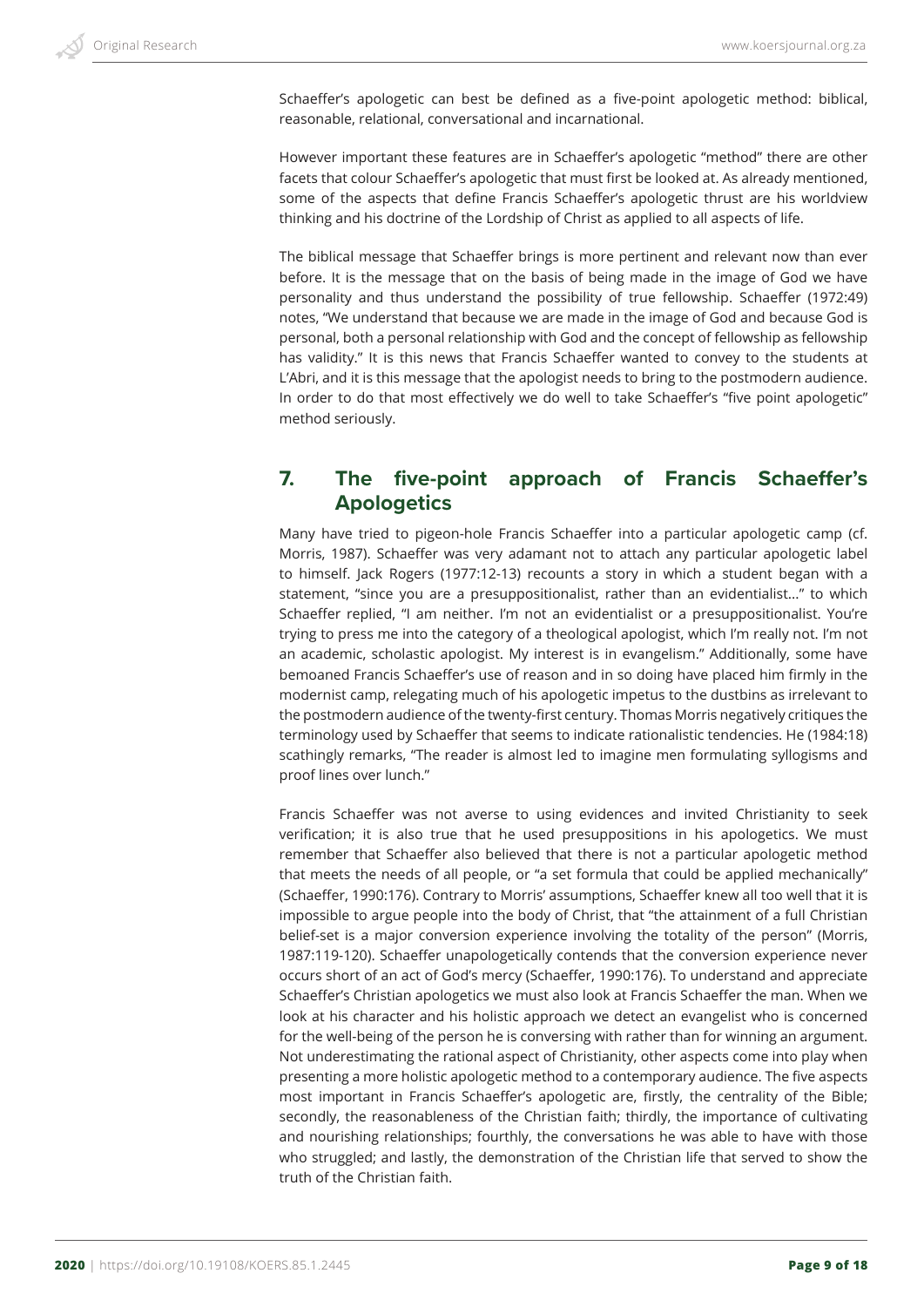Schaeffer's apologetic can best be defined as a five-point apologetic method: biblical, reasonable, relational, conversational and incarnational.

However important these features are in Schaeffer's apologetic "method" there are other facets that colour Schaeffer's apologetic that must first be looked at. As already mentioned, some of the aspects that define Francis Schaeffer's apologetic thrust are his worldview thinking and his doctrine of the Lordship of Christ as applied to all aspects of life.

The biblical message that Schaeffer brings is more pertinent and relevant now than ever before. It is the message that on the basis of being made in the image of God we have personality and thus understand the possibility of true fellowship. Schaeffer (1972:49) notes, "We understand that because we are made in the image of God and because God is personal, both a personal relationship with God and the concept of fellowship as fellowship has validity." It is this news that Francis Schaeffer wanted to convey to the students at L'Abri, and it is this message that the apologist needs to bring to the postmodern audience. In order to do that most effectively we do well to take Schaeffer's "five point apologetic" method seriously.

## 7. The five-point approach of Francis Schaeffer's Apologetics

Many have tried to pigeon-hole Francis Schaeffer into a particular apologetic camp (cf. Morris, 1987). Schaeffer was very adamant not to attach any particular apologetic label to himself. Jack Rogers (1977:12-13) recounts a story in which a student began with a statement, "since you are a presuppositionalist, rather than an evidentialist…" to which Schaeffer replied, "I am neither. I'm not an evidentialist or a presuppositionalist. You're trying to press me into the category of a theological apologist, which I'm really not. I'm not an academic, scholastic apologist. My interest is in evangelism." Additionally, some have bemoaned Francis Schaeffer's use of reason and in so doing have placed him firmly in the modernist camp, relegating much of his apologetic impetus to the dustbins as irrelevant to the postmodern audience of the twenty-first century. Thomas Morris negatively critiques the terminology used by Schaeffer that seems to indicate rationalistic tendencies. He (1984:18) scathingly remarks, "The reader is almost led to imagine men formulating syllogisms and proof lines over lunch."

Francis Schaeffer was not averse to using evidences and invited Christianity to seek verification; it is also true that he used presuppositions in his apologetics. We must remember that Schaeffer also believed that there is not a particular apologetic method that meets the needs of all people, or "a set formula that could be applied mechanically" (Schaeffer, 1990:176). Contrary to Morris' assumptions, Schaeffer knew all too well that it is impossible to argue people into the body of Christ, that "the attainment of a full Christian belief-set is a major conversion experience involving the totality of the person" (Morris, 1987:119-120). Schaeffer unapologetically contends that the conversion experience never occurs short of an act of God's mercy (Schaeffer, 1990:176). To understand and appreciate Schaeffer's Christian apologetics we must also look at Francis Schaeffer the man. When we look at his character and his holistic approach we detect an evangelist who is concerned for the well-being of the person he is conversing with rather than for winning an argument. Not underestimating the rational aspect of Christianity, other aspects come into play when presenting a more holistic apologetic method to a contemporary audience. The five aspects most important in Francis Schaeffer's apologetic are, firstly, the centrality of the Bible; secondly, the reasonableness of the Christian faith; thirdly, the importance of cultivating and nourishing relationships; fourthly, the conversations he was able to have with those who struggled; and lastly, the demonstration of the Christian life that served to show the truth of the Christian faith.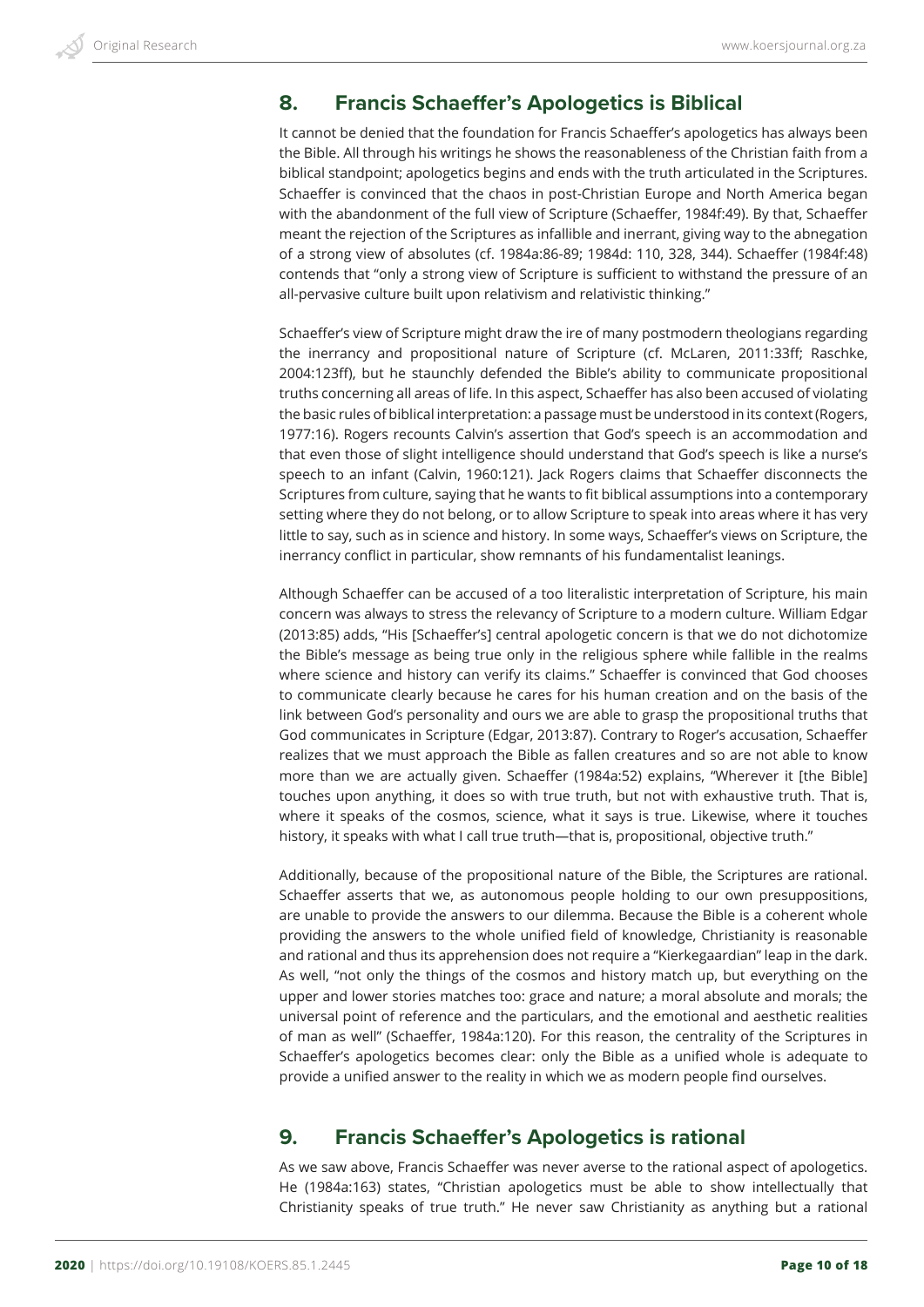## 8. Francis Schaeffer's Apologetics is Biblical

It cannot be denied that the foundation for Francis Schaeffer's apologetics has always been the Bible. All through his writings he shows the reasonableness of the Christian faith from a biblical standpoint; apologetics begins and ends with the truth articulated in the Scriptures. Schaeffer is convinced that the chaos in post-Christian Europe and North America began with the abandonment of the full view of Scripture (Schaeffer, 1984f:49). By that, Schaeffer meant the rejection of the Scriptures as infallible and inerrant, giving way to the abnegation of a strong view of absolutes (cf. 1984a:86-89; 1984d: 110, 328, 344). Schaeffer (1984f:48) contends that "only a strong view of Scripture is sufficient to withstand the pressure of an all-pervasive culture built upon relativism and relativistic thinking."

Schaeffer's view of Scripture might draw the ire of many postmodern theologians regarding the inerrancy and propositional nature of Scripture (cf. McLaren, 2011:33ff; Raschke, 2004:123ff), but he staunchly defended the Bible's ability to communicate propositional truths concerning all areas of life. In this aspect, Schaeffer has also been accused of violating the basic rules of biblical interpretation: a passage must be understood in its context (Rogers, 1977:16). Rogers recounts Calvin's assertion that God's speech is an accommodation and that even those of slight intelligence should understand that God's speech is like a nurse's speech to an infant (Calvin, 1960:121). Jack Rogers claims that Schaeffer disconnects the Scriptures from culture, saying that he wants to fit biblical assumptions into a contemporary setting where they do not belong, or to allow Scripture to speak into areas where it has very little to say, such as in science and history. In some ways, Schaeffer's views on Scripture, the inerrancy conflict in particular, show remnants of his fundamentalist leanings.

Although Schaeffer can be accused of a too literalistic interpretation of Scripture, his main concern was always to stress the relevancy of Scripture to a modern culture. William Edgar (2013:85) adds, "His [Schaeffer's] central apologetic concern is that we do not dichotomize the Bible's message as being true only in the religious sphere while fallible in the realms where science and history can verify its claims." Schaeffer is convinced that God chooses to communicate clearly because he cares for his human creation and on the basis of the link between God's personality and ours we are able to grasp the propositional truths that God communicates in Scripture (Edgar, 2013:87). Contrary to Roger's accusation, Schaeffer realizes that we must approach the Bible as fallen creatures and so are not able to know more than we are actually given. Schaeffer (1984a:52) explains, "Wherever it [the Bible] touches upon anything, it does so with true truth, but not with exhaustive truth. That is, where it speaks of the cosmos, science, what it says is true. Likewise, where it touches history, it speaks with what I call true truth—that is, propositional, objective truth."

Additionally, because of the propositional nature of the Bible, the Scriptures are rational. Schaeffer asserts that we, as autonomous people holding to our own presuppositions, are unable to provide the answers to our dilemma. Because the Bible is a coherent whole providing the answers to the whole unified field of knowledge, Christianity is reasonable and rational and thus its apprehension does not require a "Kierkegaardian" leap in the dark. As well, "not only the things of the cosmos and history match up, but everything on the upper and lower stories matches too: grace and nature; a moral absolute and morals; the universal point of reference and the particulars, and the emotional and aesthetic realities of man as well" (Schaeffer, 1984a:120). For this reason, the centrality of the Scriptures in Schaeffer's apologetics becomes clear: only the Bible as a unified whole is adequate to provide a unified answer to the reality in which we as modern people find ourselves.

## 9. Francis Schaeffer's Apologetics is rational

As we saw above, Francis Schaeffer was never averse to the rational aspect of apologetics. He (1984a:163) states, "Christian apologetics must be able to show intellectually that Christianity speaks of true truth." He never saw Christianity as anything but a rational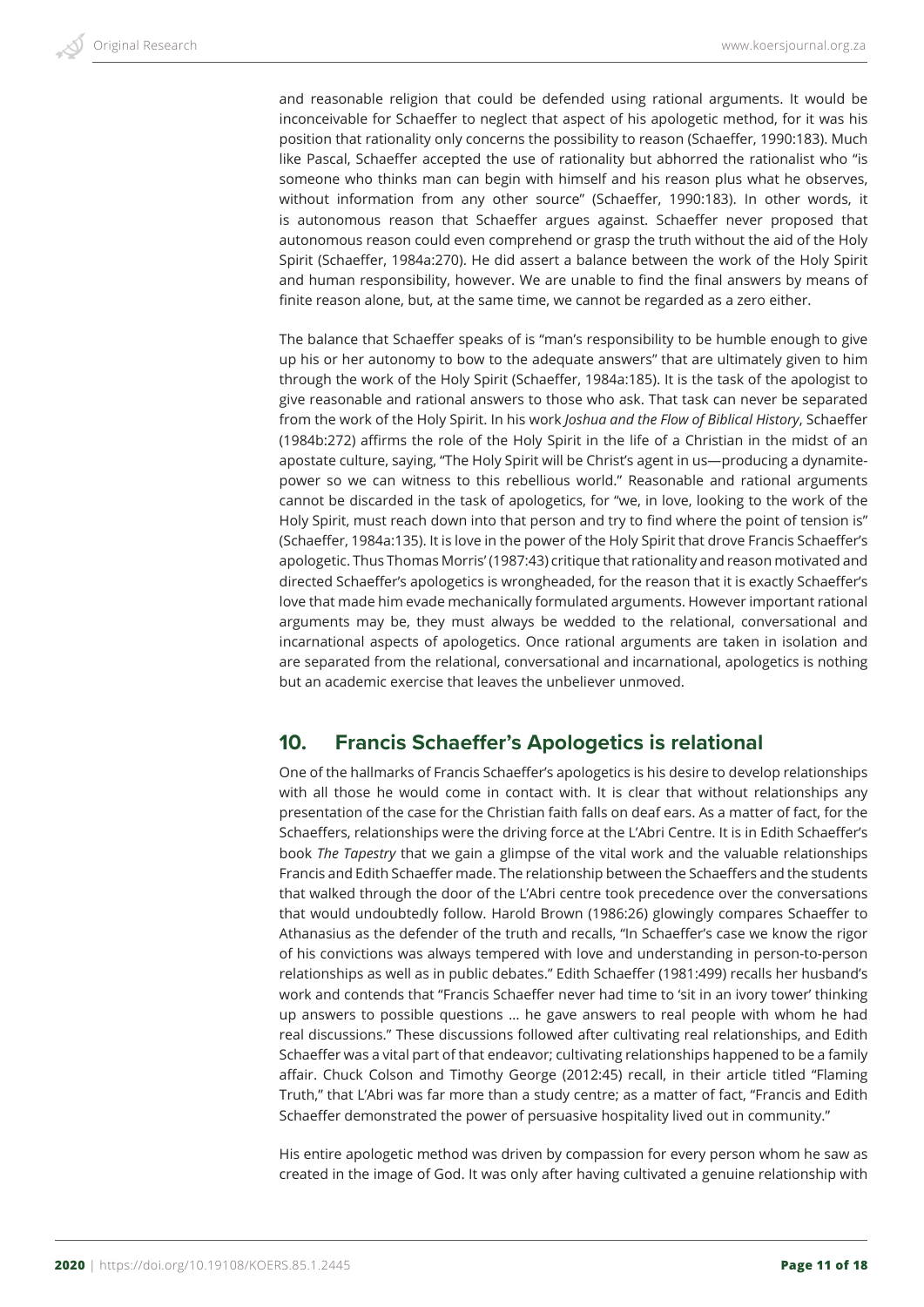and reasonable religion that could be defended using rational arguments. It would be inconceivable for Schaeffer to neglect that aspect of his apologetic method, for it was his position that rationality only concerns the possibility to reason (Schaeffer, 1990:183). Much like Pascal, Schaeffer accepted the use of rationality but abhorred the rationalist who "is someone who thinks man can begin with himself and his reason plus what he observes, without information from any other source" (Schaeffer, 1990:183). In other words, it is autonomous reason that Schaeffer argues against. Schaeffer never proposed that autonomous reason could even comprehend or grasp the truth without the aid of the Holy Spirit (Schaeffer, 1984a:270). He did assert a balance between the work of the Holy Spirit and human responsibility, however. We are unable to find the final answers by means of finite reason alone, but, at the same time, we cannot be regarded as a zero either.

The balance that Schaeffer speaks of is "man's responsibility to be humble enough to give up his or her autonomy to bow to the adequate answers" that are ultimately given to him through the work of the Holy Spirit (Schaeffer, 1984a:185). It is the task of the apologist to give reasonable and rational answers to those who ask. That task can never be separated from the work of the Holy Spirit. In his work *Joshua and the Flow of Biblical History*, Schaeffer (1984b:272) affirms the role of the Holy Spirit in the life of a Christian in the midst of an apostate culture, saying, "The Holy Spirit will be Christ's agent in us—producing a dynamite-power so we can witness to this rebellious world." Reasonable and rational arguments cannot be discarded in the task of apologetics, for "we, in love, looking to the work of the Holy Spirit, must reach down into that person and try to find where the point of tension is" (Schaeffer, 1984a:135). It is love in the power of the Holy Spirit that drove Francis Schaeffer's apologetic. Thus Thomas Morris' (1987:43) critique that rationality and reason motivated and directed Schaeffer's apologetics is wrongheaded, for the reason that it is exactly Schaeffer's love that made him evade mechanically formulated arguments. However important rational arguments may be, they must always be wedded to the relational, conversational and incarnational aspects of apologetics. Once rational arguments are taken in isolation and are separated from the relational, conversational and incarnational, apologetics is nothing but an academic exercise that leaves the unbeliever unmoved.

## 10. Francis Schaeffer's Apologetics is relational

One of the hallmarks of Francis Schaeffer's apologetics is his desire to develop relationships with all those he would come in contact with. It is clear that without relationships any presentation of the case for the Christian faith falls on deaf ears. As a matter of fact, for the Schaeffers, relationships were the driving force at the L'Abri Centre. It is in Edith Schaeffer's book *The Tapestry* that we gain a glimpse of the vital work and the valuable relationships Francis and Edith Schaeffer made. The relationship between the Schaeffers and the students that walked through the door of the L'Abri centre took precedence over the conversations that would undoubtedly follow. Harold Brown (1986:26) glowingly compares Schaeffer to Athanasius as the defender of the truth and recalls, "In Schaeffer's case we know the rigor of his convictions was always tempered with love and understanding in person-to-person relationships as well as in public debates." Edith Schaeffer (1981:499) recalls her husband's work and contends that "Francis Schaeffer never had time to 'sit in an ivory tower' thinking up answers to possible questions … he gave answers to real people with whom he had real discussions." These discussions followed after cultivating real relationships, and Edith Schaeffer was a vital part of that endeavor; cultivating relationships happened to be a family affair. Chuck Colson and Timothy George (2012:45) recall, in their article titled "Flaming Truth," that L'Abri was far more than a study centre; as a matter of fact, "Francis and Edith Schaeffer demonstrated the power of persuasive hospitality lived out in community."

His entire apologetic method was driven by compassion for every person whom he saw as created in the image of God. It was only after having cultivated a genuine relationship with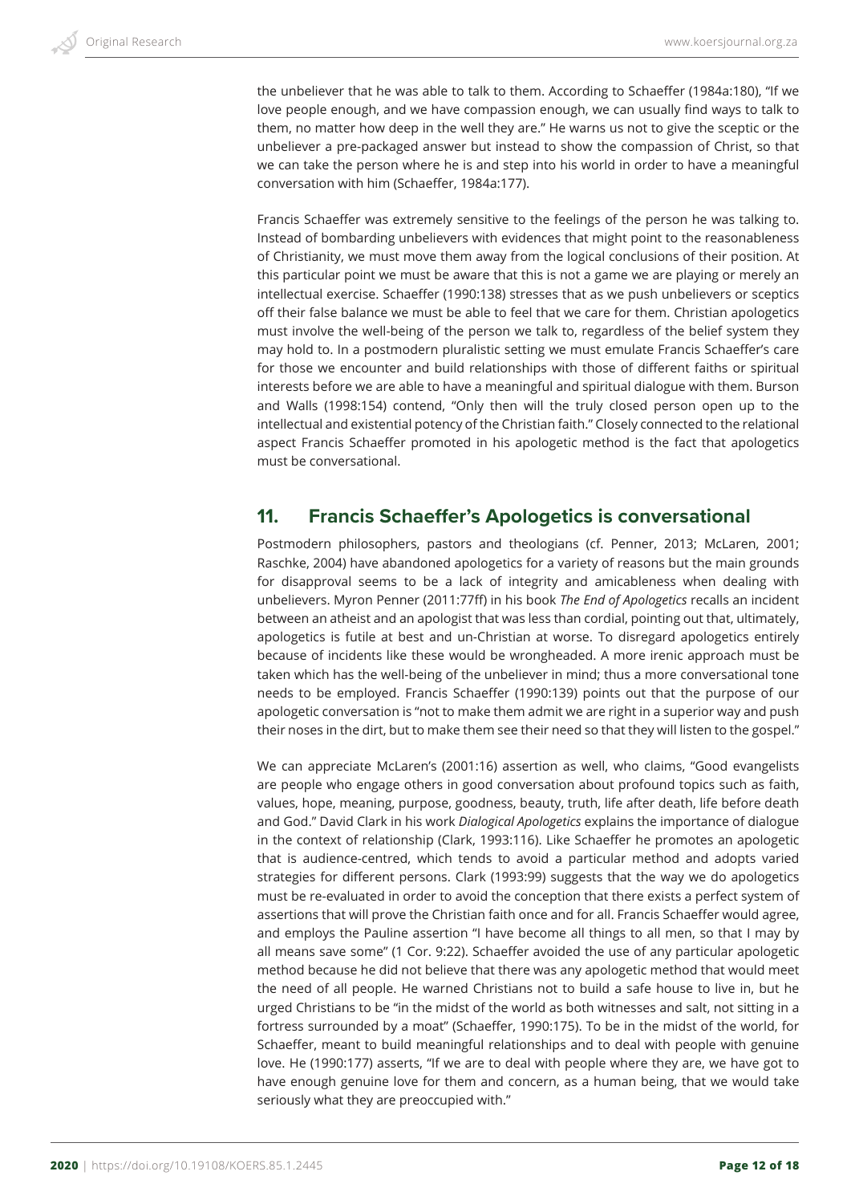the unbeliever that he was able to talk to them. According to Schaeffer (1984a:180), "If we love people enough, and we have compassion enough, we can usually find ways to talk to them, no matter how deep in the well they are." He warns us not to give the sceptic or the unbeliever a pre-packaged answer but instead to show the compassion of Christ, so that we can take the person where he is and step into his world in order to have a meaningful conversation with him (Schaeffer, 1984a:177).

Francis Schaeffer was extremely sensitive to the feelings of the person he was talking to. Instead of bombarding unbelievers with evidences that might point to the reasonableness of Christianity, we must move them away from the logical conclusions of their position. At this particular point we must be aware that this is not a game we are playing or merely an intellectual exercise. Schaeffer (1990:138) stresses that as we push unbelievers or sceptics off their false balance we must be able to feel that we care for them. Christian apologetics must involve the well-being of the person we talk to, regardless of the belief system they may hold to. In a postmodern pluralistic setting we must emulate Francis Schaeffer's care for those we encounter and build relationships with those of different faiths or spiritual interests before we are able to have a meaningful and spiritual dialogue with them. Burson and Walls (1998:154) contend, "Only then will the truly closed person open up to the intellectual and existential potency of the Christian faith." Closely connected to the relational aspect Francis Schaeffer promoted in his apologetic method is the fact that apologetics must be conversational.

## 11. Francis Schaeffer's Apologetics is conversational

Postmodern philosophers, pastors and theologians (cf. Penner, 2013; McLaren, 2001; Raschke, 2004) have abandoned apologetics for a variety of reasons but the main grounds for disapproval seems to be a lack of integrity and amicableness when dealing with unbelievers. Myron Penner (2011:77ff) in his book *The End of Apologetics* recalls an incident between an atheist and an apologist that was less than cordial, pointing out that, ultimately, apologetics is futile at best and un-Christian at worse. To disregard apologetics entirely because of incidents like these would be wrongheaded. A more irenic approach must be taken which has the well-being of the unbeliever in mind; thus a more conversational tone needs to be employed. Francis Schaeffer (1990:139) points out that the purpose of our apologetic conversation is "not to make them admit we are right in a superior way and push their noses in the dirt, but to make them see their need so that they will listen to the gospel."

We can appreciate McLaren's (2001:16) assertion as well, who claims, "Good evangelists are people who engage others in good conversation about profound topics such as faith, values, hope, meaning, purpose, goodness, beauty, truth, life after death, life before death and God." David Clark in his work *Dialogical Apologetics* explains the importance of dialogue in the context of relationship (Clark, 1993:116). Like Schaeffer he promotes an apologetic that is audience-centred, which tends to avoid a particular method and adopts varied strategies for different persons. Clark (1993:99) suggests that the way we do apologetics must be re-evaluated in order to avoid the conception that there exists a perfect system of assertions that will prove the Christian faith once and for all. Francis Schaeffer would agree, and employs the Pauline assertion "I have become all things to all men, so that I may by all means save some" (1 Cor. 9:22). Schaeffer avoided the use of any particular apologetic method because he did not believe that there was any apologetic method that would meet the need of all people. He warned Christians not to build a safe house to live in, but he urged Christians to be "in the midst of the world as both witnesses and salt, not sitting in a fortress surrounded by a moat" (Schaeffer, 1990:175). To be in the midst of the world, for Schaeffer, meant to build meaningful relationships and to deal with people with genuine love. He (1990:177) asserts, "If we are to deal with people where they are, we have got to have enough genuine love for them and concern, as a human being, that we would take seriously what they are preoccupied with."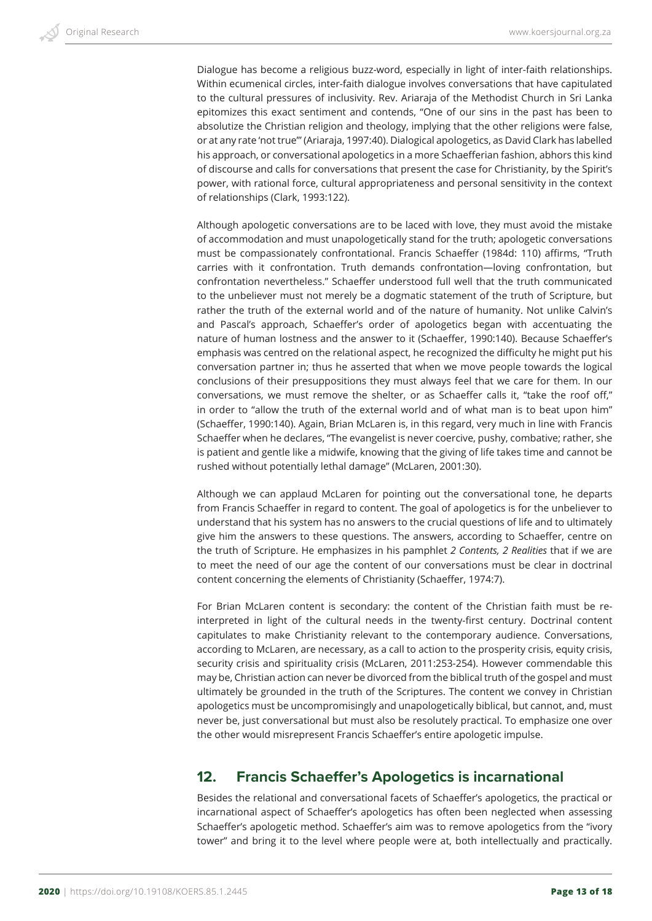Dialogue has become a religious buzz-word, especially in light of inter-faith relationships. Within ecumenical circles, inter-faith dialogue involves conversations that have capitulated to the cultural pressures of inclusivity. Rev. Ariaraja of the Methodist Church in Sri Lanka epitomizes this exact sentiment and contends, "One of our sins in the past has been to absolutize the Christian religion and theology, implying that the other religions were false, or at any rate 'not true'" (Ariaraja, 1997:40). Dialogical apologetics, as David Clark has labelled his approach, or conversational apologetics in a more Schaefferian fashion, abhors this kind of discourse and calls for conversations that present the case for Christianity, by the Spirit's power, with rational force, cultural appropriateness and personal sensitivity in the context of relationships (Clark, 1993:122).

Although apologetic conversations are to be laced with love, they must avoid the mistake of accommodation and must unapologetically stand for the truth; apologetic conversations must be compassionately confrontational. Francis Schaeffer (1984d: 110) affirms, "Truth carries with it confrontation. Truth demands confrontation—loving confrontation, but confrontation nevertheless." Schaeffer understood full well that the truth communicated to the unbeliever must not merely be a dogmatic statement of the truth of Scripture, but rather the truth of the external world and of the nature of humanity. Not unlike Calvin's and Pascal's approach, Schaeffer's order of apologetics began with accentuating the nature of human lostness and the answer to it (Schaeffer, 1990:140). Because Schaeffer's emphasis was centred on the relational aspect, he recognized the difficulty he might put his conversation partner in; thus he asserted that when we move people towards the logical conclusions of their presuppositions they must always feel that we care for them. In our conversations, we must remove the shelter, or as Schaeffer calls it, "take the roof off," in order to "allow the truth of the external world and of what man is to beat upon him" (Schaeffer, 1990:140). Again, Brian McLaren is, in this regard, very much in line with Francis Schaeffer when he declares, "The evangelist is never coercive, pushy, combative; rather, she is patient and gentle like a midwife, knowing that the giving of life takes time and cannot be rushed without potentially lethal damage" (McLaren, 2001:30).

Although we can applaud McLaren for pointing out the conversational tone, he departs from Francis Schaeffer in regard to content. The goal of apologetics is for the unbeliever to understand that his system has no answers to the crucial questions of life and to ultimately give him the answers to these questions. The answers, according to Schaeffer, centre on the truth of Scripture. He emphasizes in his pamphlet *2 Contents, 2 Realities* that if we are to meet the need of our age the content of our conversations must be clear in doctrinal content concerning the elements of Christianity (Schaeffer, 1974:7).

For Brian McLaren content is secondary: the content of the Christian faith must be re-interpreted in light of the cultural needs in the twenty-first century. Doctrinal content capitulates to make Christianity relevant to the contemporary audience. Conversations, according to McLaren, are necessary, as a call to action to the prosperity crisis, equity crisis, security crisis and spirituality crisis (McLaren, 2011:253-254). However commendable this may be, Christian action can never be divorced from the biblical truth of the gospel and must ultimately be grounded in the truth of the Scriptures. The content we convey in Christian apologetics must be uncompromisingly and unapologetically biblical, but cannot, and, must never be, just conversational but must also be resolutely practical. To emphasize one over the other would misrepresent Francis Schaeffer's entire apologetic impulse.

## 12. Francis Schaeffer's Apologetics is incarnational

Besides the relational and conversational facets of Schaeffer's apologetics, the practical or incarnational aspect of Schaeffer's apologetics has often been neglected when assessing Schaeffer's apologetic method. Schaeffer's aim was to remove apologetics from the "ivory tower" and bring it to the level where people were at, both intellectually and practically.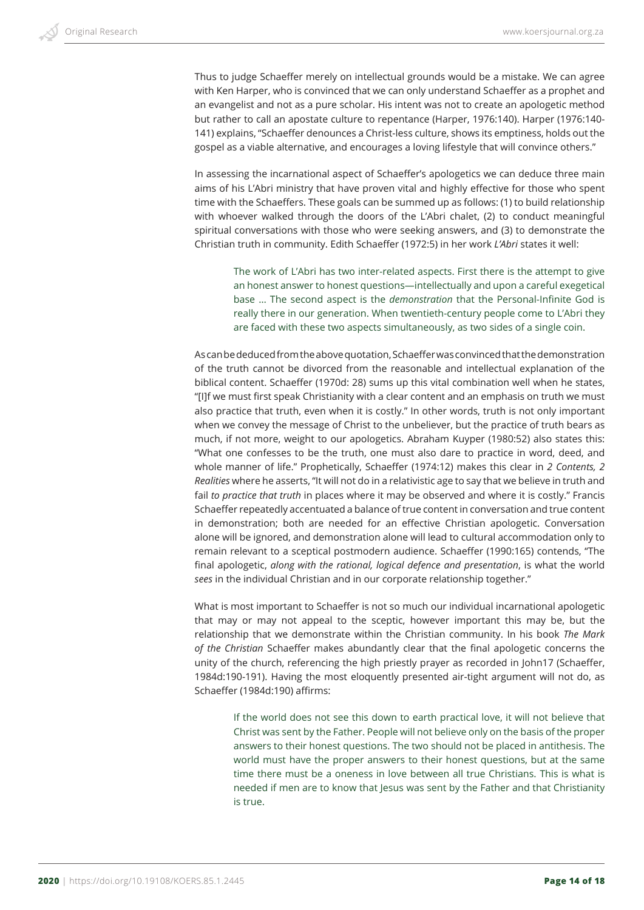Thus to judge Schaeffer merely on intellectual grounds would be a mistake. We can agree with Ken Harper, who is convinced that we can only understand Schaeffer as a prophet and an evangelist and not as a pure scholar. His intent was not to create an apologetic method but rather to call an apostate culture to repentance (Harper, 1976:140). Harper (1976:140-141) explains, "Schaeffer denounces a Christ-less culture, shows its emptiness, holds out the gospel as a viable alternative, and encourages a loving lifestyle that will convince others."

In assessing the incarnational aspect of Schaeffer's apologetics we can deduce three main aims of his L'Abri ministry that have proven vital and highly effective for those who spent time with the Schaeffers. These goals can be summed up as follows: (1) to build relationship with whoever walked through the doors of the L'Abri chalet, (2) to conduct meaningful spiritual conversations with those who were seeking answers, and (3) to demonstrate the Christian truth in community. Edith Schaeffer (1972:5) in her work *L'Abri* states it well:

> The work of L'Abri has two inter-related aspects. First there is the attempt to give an honest answer to honest questions—intellectually and upon a careful exegetical base … The second aspect is the *demonstration* that the Personal-Infinite God is really there in our generation. When twentieth-century people come to L'Abri they are faced with these two aspects simultaneously, as two sides of a single coin.

As can be deduced from the above quotation, Schaeffer was convinced that the demonstration of the truth cannot be divorced from the reasonable and intellectual explanation of the biblical content. Schaeffer (1970d: 28) sums up this vital combination well when he states, "[I]f we must first speak Christianity with a clear content and an emphasis on truth we must also practice that truth, even when it is costly." In other words, truth is not only important when we convey the message of Christ to the unbeliever, but the practice of truth bears as much, if not more, weight to our apologetics. Abraham Kuyper (1980:52) also states this: "What one confesses to be the truth, one must also dare to practice in word, deed, and whole manner of life." Prophetically, Schaeffer (1974:12) makes this clear in *2 Contents, 2 Realities* where he asserts, "It will not do in a relativistic age to say that we believe in truth and fail *to practice that truth* in places where it may be observed and where it is costly." Francis Schaeffer repeatedly accentuated a balance of true content in conversation and true content in demonstration; both are needed for an effective Christian apologetic. Conversation alone will be ignored, and demonstration alone will lead to cultural accommodation only to remain relevant to a sceptical postmodern audience. Schaeffer (1990:165) contends, "The final apologetic, *along with the rational, logical defence and presentation*, is what the world *sees* in the individual Christian and in our corporate relationship together."

What is most important to Schaeffer is not so much our individual incarnational apologetic that may or may not appeal to the sceptic, however important this may be, but the relationship that we demonstrate within the Christian community. In his book *The Mark of the Christian* Schaeffer makes abundantly clear that the final apologetic concerns the unity of the church, referencing the high priestly prayer as recorded in John17 (Schaeffer, 1984d:190-191). Having the most eloquently presented air-tight argument will not do, as Schaeffer (1984d:190) affirms:

> If the world does not see this down to earth practical love, it will not believe that Christ was sent by the Father. People will not believe only on the basis of the proper answers to their honest questions. The two should not be placed in antithesis. The world must have the proper answers to their honest questions, but at the same time there must be a oneness in love between all true Christians. This is what is needed if men are to know that Jesus was sent by the Father and that Christianity is true.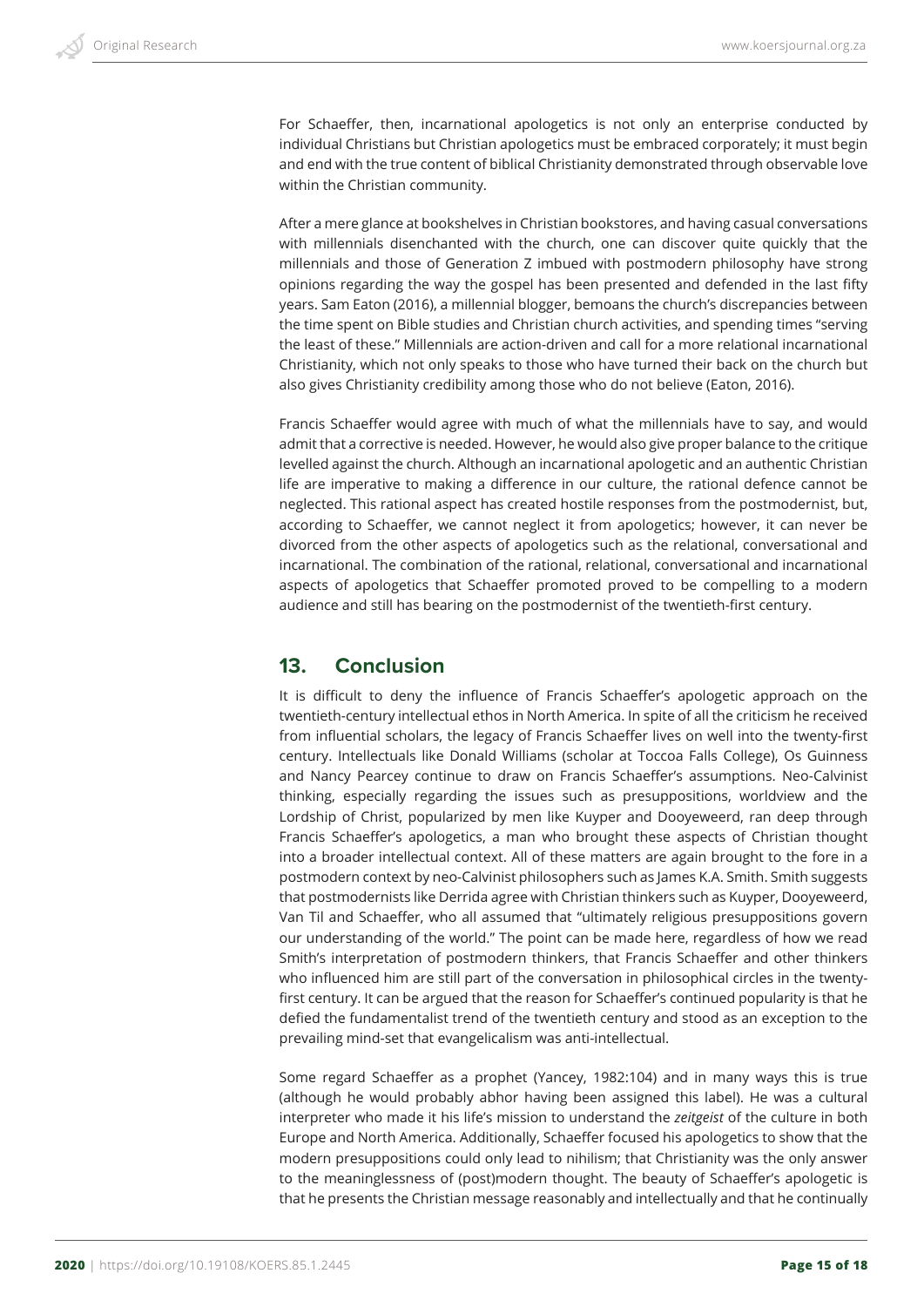For Schaeffer, then, incarnational apologetics is not only an enterprise conducted by individual Christians but Christian apologetics must be embraced corporately; it must begin and end with the true content of biblical Christianity demonstrated through observable love within the Christian community.

After a mere glance at bookshelves in Christian bookstores, and having casual conversations with millennials disenchanted with the church, one can discover quite quickly that the millennials and those of Generation Z imbued with postmodern philosophy have strong opinions regarding the way the gospel has been presented and defended in the last fifty years. Sam Eaton (2016), a millennial blogger, bemoans the church's discrepancies between the time spent on Bible studies and Christian church activities, and spending times "serving the least of these." Millennials are action-driven and call for a more relational incarnational Christianity, which not only speaks to those who have turned their back on the church but also gives Christianity credibility among those who do not believe (Eaton, 2016).

Francis Schaeffer would agree with much of what the millennials have to say, and would admit that a corrective is needed. However, he would also give proper balance to the critique levelled against the church. Although an incarnational apologetic and an authentic Christian life are imperative to making a difference in our culture, the rational defence cannot be neglected. This rational aspect has created hostile responses from the postmodernist, but, according to Schaeffer, we cannot neglect it from apologetics; however, it can never be divorced from the other aspects of apologetics such as the relational, conversational and incarnational. The combination of the rational, relational, conversational and incarnational aspects of apologetics that Schaeffer promoted proved to be compelling to a modern audience and still has bearing on the postmodernist of the twentieth-first century.

## 13. Conclusion

It is difficult to deny the influence of Francis Schaeffer's apologetic approach on the twentieth-century intellectual ethos in North America. In spite of all the criticism he received from influential scholars, the legacy of Francis Schaeffer lives on well into the twenty-first century. Intellectuals like Donald Williams (scholar at Toccoa Falls College), Os Guinness and Nancy Pearcey continue to draw on Francis Schaeffer's assumptions. Neo-Calvinist thinking, especially regarding the issues such as presuppositions, worldview and the Lordship of Christ, popularized by men like Kuyper and Dooyeweerd, ran deep through Francis Schaeffer's apologetics, a man who brought these aspects of Christian thought into a broader intellectual context. All of these matters are again brought to the fore in a postmodern context by neo-Calvinist philosophers such as James K.A. Smith. Smith suggests that postmodernists like Derrida agree with Christian thinkers such as Kuyper, Dooyeweerd, Van Til and Schaeffer, who all assumed that "ultimately religious presuppositions govern our understanding of the world." The point can be made here, regardless of how we read Smith's interpretation of postmodern thinkers, that Francis Schaeffer and other thinkers who influenced him are still part of the conversation in philosophical circles in the twenty-first century. It can be argued that the reason for Schaeffer's continued popularity is that he defied the fundamentalist trend of the twentieth century and stood as an exception to the prevailing mind-set that evangelicalism was anti-intellectual.

Some regard Schaeffer as a prophet (Yancey, 1982:104) and in many ways this is true (although he would probably abhor having been assigned this label). He was a cultural interpreter who made it his life's mission to understand the *zeitgeist* of the culture in both Europe and North America. Additionally, Schaeffer focused his apologetics to show that the modern presuppositions could only lead to nihilism; that Christianity was the only answer to the meaninglessness of (post)modern thought. The beauty of Schaeffer's apologetic is that he presents the Christian message reasonably and intellectually and that he continually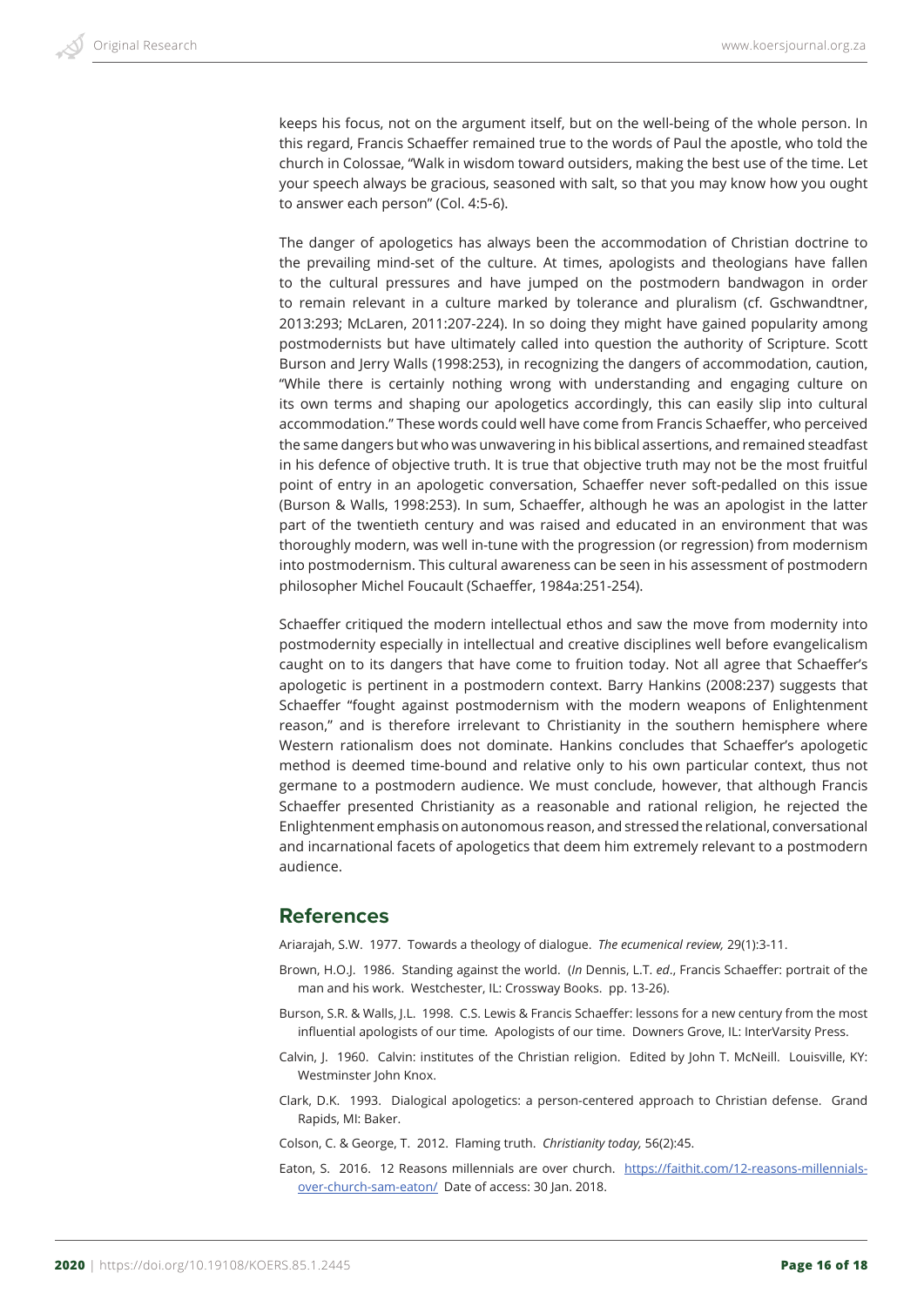keeps his focus, not on the argument itself, but on the well-being of the whole person. In this regard, Francis Schaeffer remained true to the words of Paul the apostle, who told the church in Colossae, "Walk in wisdom toward outsiders, making the best use of the time. Let your speech always be gracious, seasoned with salt, so that you may know how you ought to answer each person" (Col. 4:5-6).

The danger of apologetics has always been the accommodation of Christian doctrine to the prevailing mind-set of the culture. At times, apologists and theologians have fallen to the cultural pressures and have jumped on the postmodern bandwagon in order to remain relevant in a culture marked by tolerance and pluralism (cf. Gschwandtner, 2013:293; McLaren, 2011:207-224). In so doing they might have gained popularity among postmodernists but have ultimately called into question the authority of Scripture. Scott Burson and Jerry Walls (1998:253), in recognizing the dangers of accommodation, caution, "While there is certainly nothing wrong with understanding and engaging culture on its own terms and shaping our apologetics accordingly, this can easily slip into cultural accommodation." These words could well have come from Francis Schaeffer, who perceived the same dangers but who was unwavering in his biblical assertions, and remained steadfast in his defence of objective truth. It is true that objective truth may not be the most fruitful point of entry in an apologetic conversation, Schaeffer never soft-pedalled on this issue (Burson & Walls, 1998:253). In sum, Schaeffer, although he was an apologist in the latter part of the twentieth century and was raised and educated in an environment that was thoroughly modern, was well in-tune with the progression (or regression) from modernism into postmodernism. This cultural awareness can be seen in his assessment of postmodern philosopher Michel Foucault (Schaeffer, 1984a:251-254).

Schaeffer critiqued the modern intellectual ethos and saw the move from modernity into postmodernity especially in intellectual and creative disciplines well before evangelicalism caught on to its dangers that have come to fruition today. Not all agree that Schaeffer's apologetic is pertinent in a postmodern context. Barry Hankins (2008:237) suggests that Schaeffer "fought against postmodernism with the modern weapons of Enlightenment reason," and is therefore irrelevant to Christianity in the southern hemisphere where Western rationalism does not dominate. Hankins concludes that Schaeffer's apologetic method is deemed time-bound and relative only to his own particular context, thus not germane to a postmodern audience. We must conclude, however, that although Francis Schaeffer presented Christianity as a reasonable and rational religion, he rejected the Enlightenment emphasis on autonomous reason, and stressed the relational, conversational and incarnational facets of apologetics that deem him extremely relevant to a postmodern audience.

## References

Ariarajah, S.W. 1977. Towards a theology of dialogue. *The ecumenical review,* 29(1):3-11.

Brown, H.O.J. 1986. Standing against the world. (*In* Dennis, L.T. *ed*., Francis Schaeffer: portrait of the man and his work. Westchester, IL: Crossway Books. pp. 13-26).

Burson, S.R. & Walls, J.L. 1998. C.S. Lewis & Francis Schaeffer: lessons for a new century from the most influential apologists of our time. Apologists of our time. Downers Grove, IL: InterVarsity Press.

Calvin, J. 1960. Calvin: institutes of the Christian religion. Edited by John T. McNeill. Louisville, KY: Westminster John Knox.

Clark, D.K. 1993. Dialogical apologetics: a person-centered approach to Christian defense. Grand Rapids, MI: Baker.

Colson, C. & George, T. 2012. Flaming truth. *Christianity today,* 56(2):45.

Eaton, S. 2016. 12 Reasons millennials are over church. https://faithit.com/12-reasons-millennials-over-church-sam-eaton/ Date of access: 30 Jan. 2018.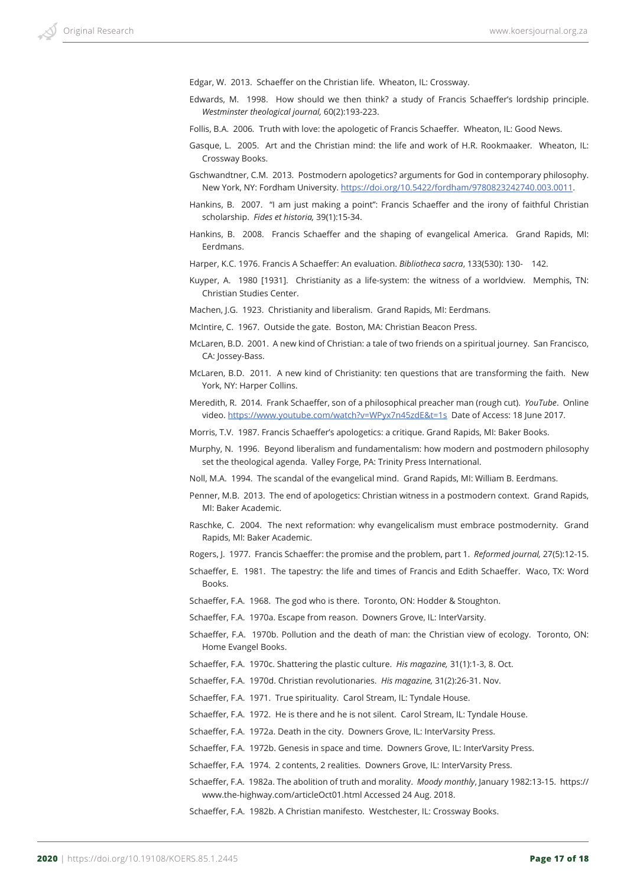Edgar, W. 2013. Schaeffer on the Christian life. Wheaton, IL: Crossway.

Edwards, M. 1998. How should we then think? a study of Francis Schaeffer's lordship principle. *Westminster theological journal,* 60(2):193-223.

Follis, B.A. 2006. Truth with love: the apologetic of Francis Schaeffer. Wheaton, IL: Good News.

Gasque, L. 2005. Art and the Christian mind: the life and work of H.R. Rookmaaker. Wheaton, IL: Crossway Books.

Gschwandtner, C.M. 2013. Postmodern apologetics? arguments for God in contemporary philosophy. New York, NY: Fordham University. https://doi.org/10.5422/fordham/9780823242740.003.0011.

Hankins, B. 2007. "I am just making a point": Francis Schaeffer and the irony of faithful Christian scholarship. *Fides et historia,* 39(1):15-34.

Hankins, B. 2008. Francis Schaeffer and the shaping of evangelical America. Grand Rapids, MI: Eerdmans.

Harper, K.C. 1976. Francis A Schaeffer: An evaluation. *Bibliotheca sacra*, 133(530): 130- 142.

Kuyper, A. 1980 [1931]. Christianity as a life-system: the witness of a worldview. Memphis, TN: Christian Studies Center.

Machen, J.G. 1923. Christianity and liberalism. Grand Rapids, MI: Eerdmans.

McIntire, C. 1967. Outside the gate. Boston, MA: Christian Beacon Press.

McLaren, B.D. 2001. A new kind of Christian: a tale of two friends on a spiritual journey. San Francisco, CA: Jossey-Bass.

McLaren, B.D. 2011. A new kind of Christianity: ten questions that are transforming the faith. New York, NY: Harper Collins.

Meredith, R. 2014. Frank Schaeffer, son of a philosophical preacher man (rough cut). *YouTube*. Online video. https://www.youtube.com/watch?v=WPyx7n45zdE&t=1s Date of Access: 18 June 2017.

Morris, T.V. 1987. Francis Schaeffer's apologetics: a critique. Grand Rapids, MI: Baker Books.

Murphy, N. 1996. Beyond liberalism and fundamentalism: how modern and postmodern philosophy set the theological agenda. Valley Forge, PA: Trinity Press International.

Noll, M.A. 1994. The scandal of the evangelical mind. Grand Rapids, MI: William B. Eerdmans.

Penner, M.B. 2013. The end of apologetics: Christian witness in a postmodern context. Grand Rapids, MI: Baker Academic.

Raschke, C. 2004. The next reformation: why evangelicalism must embrace postmodernity. Grand Rapids, MI: Baker Academic.

Rogers, J. 1977. Francis Schaeffer: the promise and the problem, part 1. *Reformed journal,* 27(5):12-15.

Schaeffer, E. 1981. The tapestry: the life and times of Francis and Edith Schaeffer. Waco, TX: Word Books.

Schaeffer, F.A. 1968. The god who is there. Toronto, ON: Hodder & Stoughton.

Schaeffer, F.A. 1970a. Escape from reason. Downers Grove, IL: InterVarsity.

Schaeffer, F.A. 1970b. Pollution and the death of man: the Christian view of ecology. Toronto, ON: Home Evangel Books.

Schaeffer, F.A. 1970c. Shattering the plastic culture. *His magazine,* 31(1):1-3, 8. Oct.

Schaeffer, F.A. 1970d. Christian revolutionaries. *His magazine,* 31(2):26-31. Nov.

Schaeffer, F.A. 1971. True spirituality. Carol Stream, IL: Tyndale House.

Schaeffer, F.A. 1972. He is there and he is not silent. Carol Stream, IL: Tyndale House.

Schaeffer, F.A. 1972a. Death in the city. Downers Grove, IL: InterVarsity Press.

Schaeffer, F.A. 1972b. Genesis in space and time. Downers Grove, IL: InterVarsity Press.

Schaeffer, F.A. 1974. 2 contents, 2 realities. Downers Grove, IL: InterVarsity Press.

Schaeffer, F.A. 1982a. The abolition of truth and morality. *Moody monthly*, January 1982:13-15. https://www.the-highway.com/articleOct01.html Accessed 24 Aug. 2018.

Schaeffer, F.A. 1982b. A Christian manifesto. Westchester, IL: Crossway Books.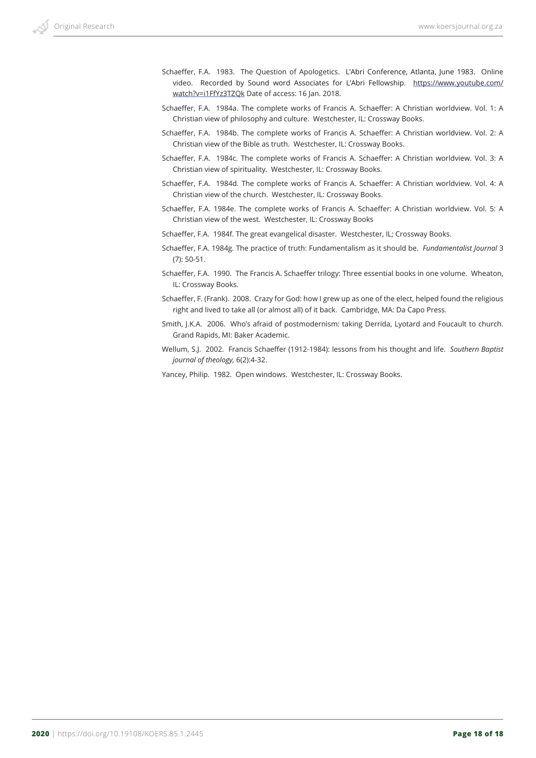Schaeffer, F.A. 1983. The Question of Apologetics. L'Abri Conference, Atlanta, June 1983. Online video. Recorded by Sound word Associates for L'Abri Fellowship. https://www.youtube.com/watch?v=i1FfYz3TZQk Date of access: 16 Jan. 2018.

Schaeffer, F.A. 1984a. The complete works of Francis A. Schaeffer: A Christian worldview. Vol. 1: A Christian view of philosophy and culture. Westchester, IL: Crossway Books.

Schaeffer, F.A. 1984b. The complete works of Francis A. Schaeffer: A Christian worldview. Vol. 2: A Christian view of the Bible as truth. Westchester, IL: Crossway Books.

Schaeffer, F.A. 1984c. The complete works of Francis A. Schaeffer: A Christian worldview. Vol. 3: A Christian view of spirituality. Westchester, IL: Crossway Books.

Schaeffer, F.A. 1984d. The complete works of Francis A. Schaeffer: A Christian worldview. Vol. 4: A Christian view of the church. Westchester, IL: Crossway Books.

Schaeffer, F.A. 1984e. The complete works of Francis A. Schaeffer: A Christian worldview. Vol. 5: A Christian view of the west. Westchester, IL: Crossway Books

Schaeffer, F.A. 1984f. The great evangelical disaster. Westchester, IL; Crossway Books.

Schaeffer, F.A. 1984g. The practice of truth: Fundamentalism as it should be. *Fundamentalist Journal* 3 (7): 50-51.

Schaeffer, F.A. 1990. The Francis A. Schaeffer trilogy: Three essential books in one volume. Wheaton, IL: Crossway Books.

Schaeffer, F. (Frank). 2008. Crazy for God: how I grew up as one of the elect, helped found the religious right and lived to take all (or almost all) of it back. Cambridge, MA: Da Capo Press.

Smith, J.K.A. 2006. Who's afraid of postmodernism: taking Derrida, Lyotard and Foucault to church. Grand Rapids, MI: Baker Academic.

Wellum, S.J. 2002. Francis Schaeffer (1912-1984): lessons from his thought and life. *Southern Baptist journal of theology,* 6(2):4-32.

Yancey, Philip. 1982. Open windows. Westchester, IL: Crossway Books.